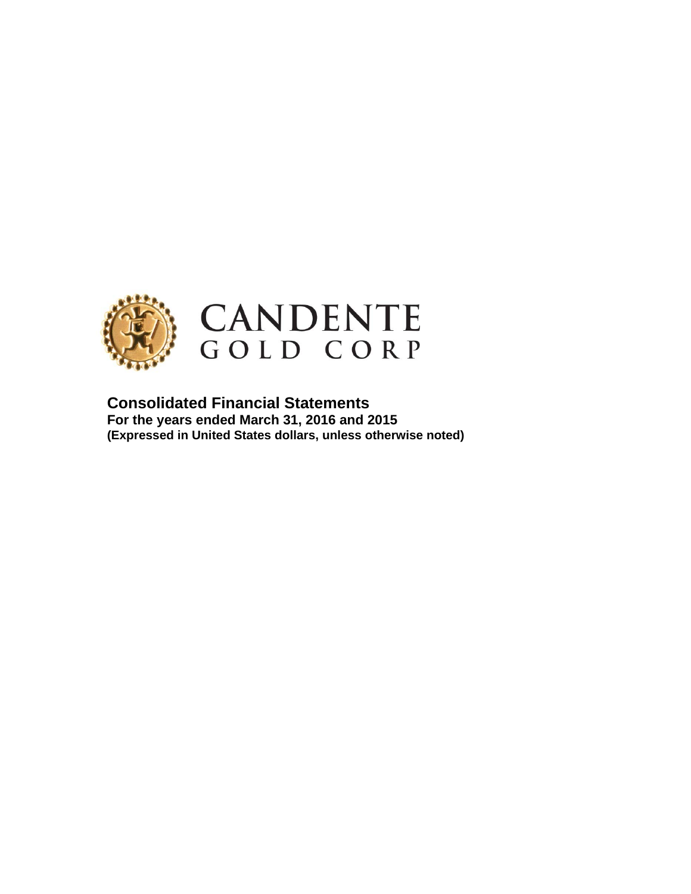CANDENTE
GOLD CORP

# Consolidated Financial Statements

**For the years ended March 31, 2016 and 2015**

**(Expressed in United States dollars, unless otherwise noted)**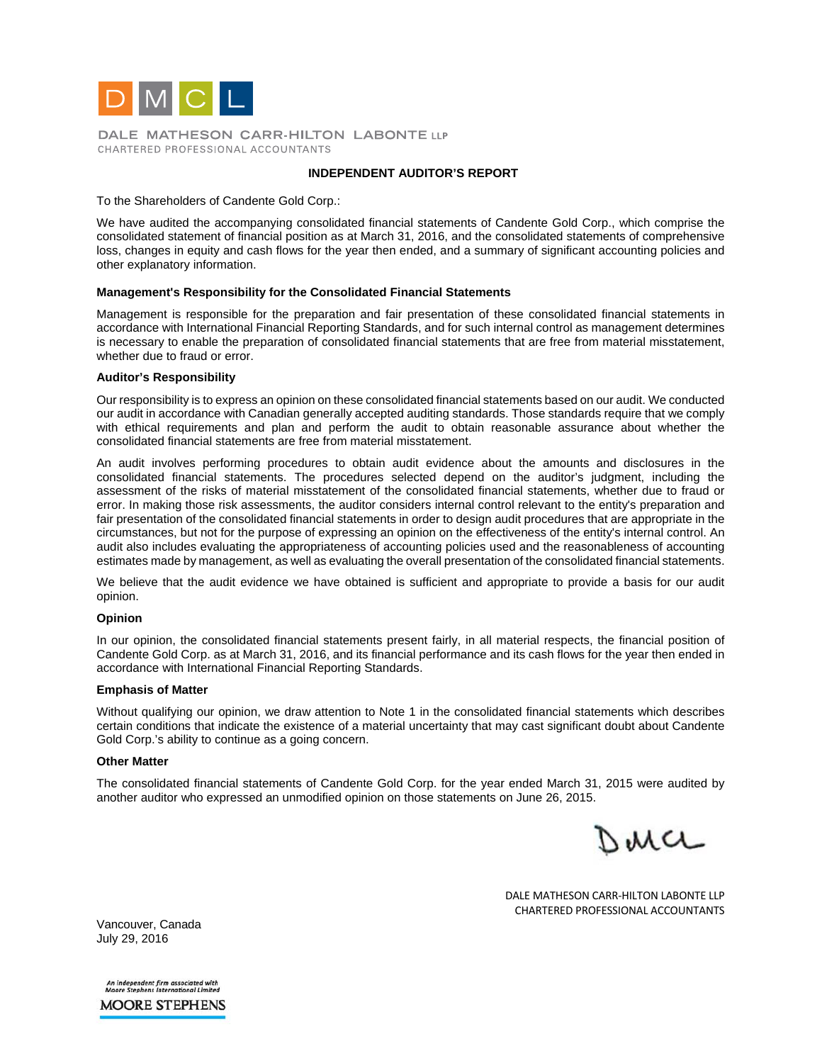DMCL

DALE MATHESON CARR-HILTON LABONTE LLP
CHARTERED PROFESSIONAL ACCOUNTANTS

## INDEPENDENT AUDITOR'S REPORT

To the Shareholders of Candente Gold Corp.:

We have audited the accompanying consolidated financial statements of Candente Gold Corp., which comprise the consolidated statement of financial position as at March 31, 2016, and the consolidated statements of comprehensive loss, changes in equity and cash flows for the year then ended, and a summary of significant accounting policies and other explanatory information.

**Management's Responsibility for the Consolidated Financial Statements**

Management is responsible for the preparation and fair presentation of these consolidated financial statements in accordance with International Financial Reporting Standards, and for such internal control as management determines is necessary to enable the preparation of consolidated financial statements that are free from material misstatement, whether due to fraud or error.

**Auditor's Responsibility**

Our responsibility is to express an opinion on these consolidated financial statements based on our audit. We conducted our audit in accordance with Canadian generally accepted auditing standards. Those standards require that we comply with ethical requirements and plan and perform the audit to obtain reasonable assurance about whether the consolidated financial statements are free from material misstatement.

An audit involves performing procedures to obtain audit evidence about the amounts and disclosures in the consolidated financial statements. The procedures selected depend on the auditor's judgment, including the assessment of the risks of material misstatement of the consolidated financial statements, whether due to fraud or error. In making those risk assessments, the auditor considers internal control relevant to the entity's preparation and fair presentation of the consolidated financial statements in order to design audit procedures that are appropriate in the circumstances, but not for the purpose of expressing an opinion on the effectiveness of the entity's internal control. An audit also includes evaluating the appropriateness of accounting policies used and the reasonableness of accounting estimates made by management, as well as evaluating the overall presentation of the consolidated financial statements.

We believe that the audit evidence we have obtained is sufficient and appropriate to provide a basis for our audit opinion.

**Opinion**

In our opinion, the consolidated financial statements present fairly, in all material respects, the financial position of Candente Gold Corp. as at March 31, 2016, and its financial performance and its cash flows for the year then ended in accordance with International Financial Reporting Standards.

**Emphasis of Matter**

Without qualifying our opinion, we draw attention to Note 1 in the consolidated financial statements which describes certain conditions that indicate the existence of a material uncertainty that may cast significant doubt about Candente Gold Corp.'s ability to continue as a going concern.

**Other Matter**

The consolidated financial statements of Candente Gold Corp. for the year ended March 31, 2015 were audited by another auditor who expressed an unmodified opinion on those statements on June 26, 2015.

DMCL

DALE MATHESON CARR-HILTON LABONTE LLP
CHARTERED PROFESSIONAL ACCOUNTANTS

Vancouver, Canada
July 29, 2016

An independent firm associated with Moore Stephens International Limited
MOORE STEPHENS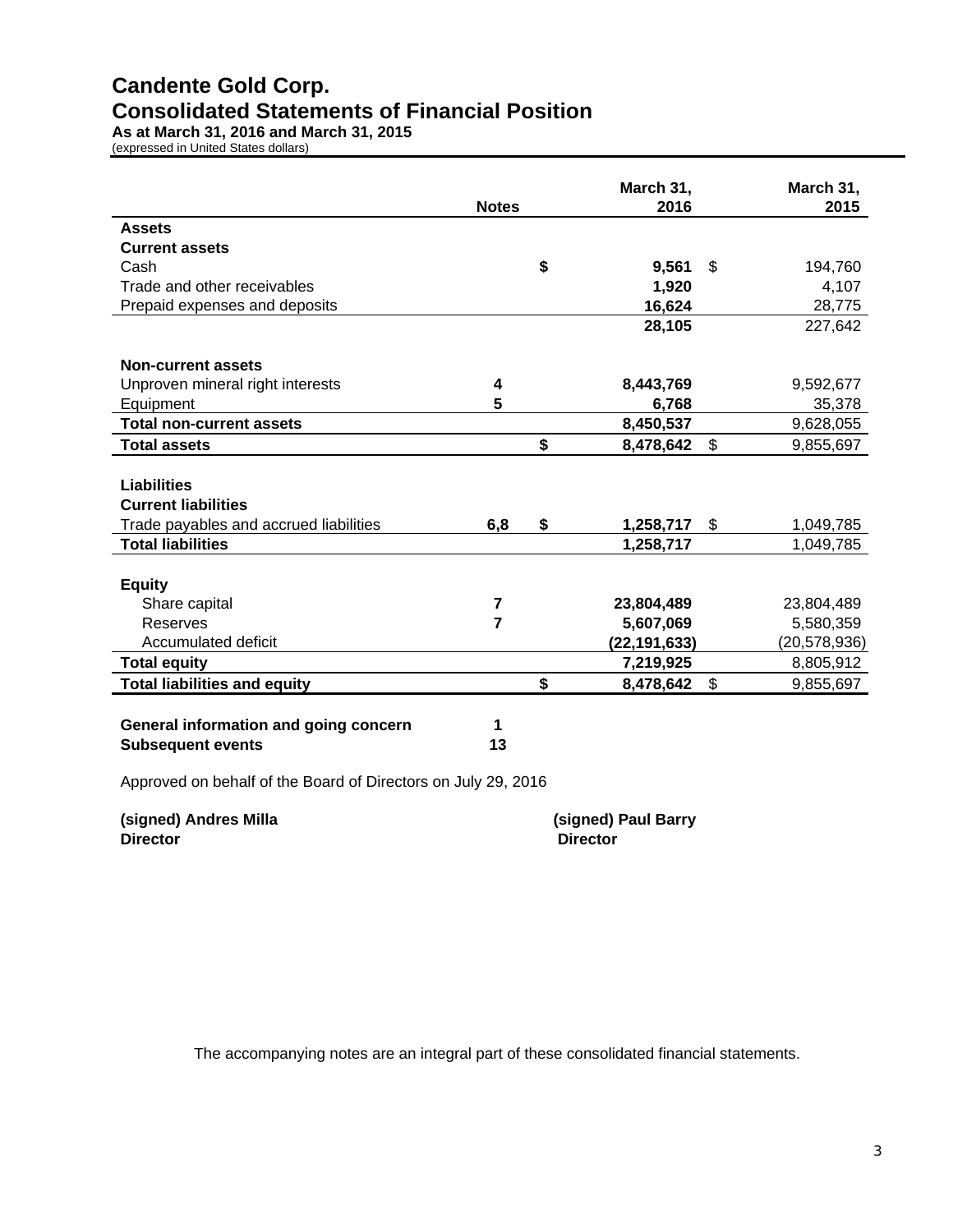# Candente Gold Corp.

## Consolidated Statements of Financial Position

**As at March 31, 2016 and March 31, 2015**

(expressed in United States dollars)

| | Notes | March 31, 2016 | March 31, 2015 |
|---|---|---|---|
| **Assets** | | | |
| **Current assets** | | | |
| Cash | | **$ 9,561** | $ 194,760 |
| Trade and other receivables | | **1,920** | 4,107 |
| Prepaid expenses and deposits | | **16,624** | 28,775 |
| | | **28,105** | 227,642 |
| **Non-current assets** | | | |
| Unproven mineral right interests | 4 | **8,443,769** | 9,592,677 |
| Equipment | 5 | **6,768** | 35,378 |
| **Total non-current assets** | | **8,450,537** | 9,628,055 |
| **Total assets** | | **$ 8,478,642** | $ 9,855,697 |
| **Liabilities** | | | |
| **Current liabilities** | | | |
| Trade payables and accrued liabilities | 6,8 | **$ 1,258,717** | $ 1,049,785 |
| **Total liabilities** | | **1,258,717** | 1,049,785 |
| **Equity** | | | |
| Share capital | 7 | **23,804,489** | 23,804,489 |
| Reserves | 7 | **5,607,069** | 5,580,359 |
| Accumulated deficit | | **(22,191,633)** | (20,578,936) |
| **Total equity** | | **7,219,925** | 8,805,912 |
| **Total liabilities and equity** | | **$ 8,478,642** | $ 9,855,697 |

**General information and going concern** — 1

**Subsequent events** — 13

Approved on behalf of the Board of Directors on July 29, 2016

**(signed) Andres Milla**
**Director**

**(signed) Paul Barry**
**Director**

The accompanying notes are an integral part of these consolidated financial statements.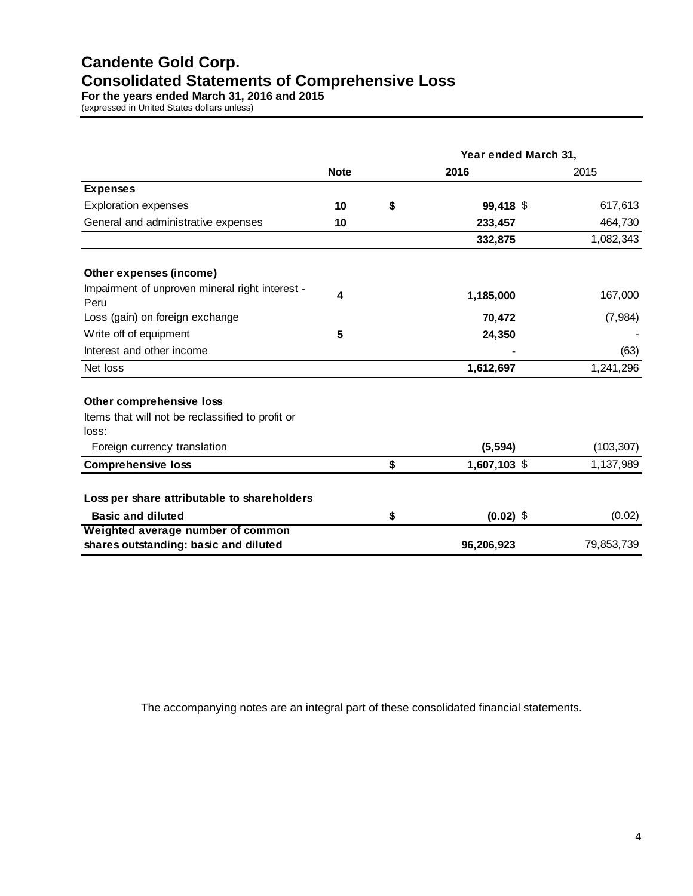# Candente Gold Corp.
## Consolidated Statements of Comprehensive Loss
**For the years ended March 31, 2016 and 2015**
(expressed in United States dollars unless)

| | Note | Year ended March 31, 2016 | 2015 |
|---|---|---|---|
| **Expenses** | | | |
| Exploration expenses | **10** | **$ 99,418** | $ 617,613 |
| General and administrative expenses | **10** | **233,457** | 464,730 |
| | | **332,875** | 1,082,343 |
| **Other expenses (income)** | | | |
| Impairment of unproven mineral right interest - Peru | **4** | **1,185,000** | 167,000 |
| Loss (gain) on foreign exchange | | **70,472** | (7,984) |
| Write off of equipment | **5** | **24,350** | - |
| Interest and other income | | **-** | (63) |
| Net loss | | **1,612,697** | 1,241,296 |
| **Other comprehensive loss** | | | |
| Items that will not be reclassified to profit or loss: | | | |
| Foreign currency translation | | **(5,594)** | (103,307) |
| **Comprehensive loss** | | **$ 1,607,103** | $ 1,137,989 |
| **Loss per share attributable to shareholders** | | | |
| **Basic and diluted** | | **$ (0.02)** | $ (0.02) |
| **Weighted average number of common shares outstanding: basic and diluted** | | **96,206,923** | 79,853,739 |

The accompanying notes are an integral part of these consolidated financial statements.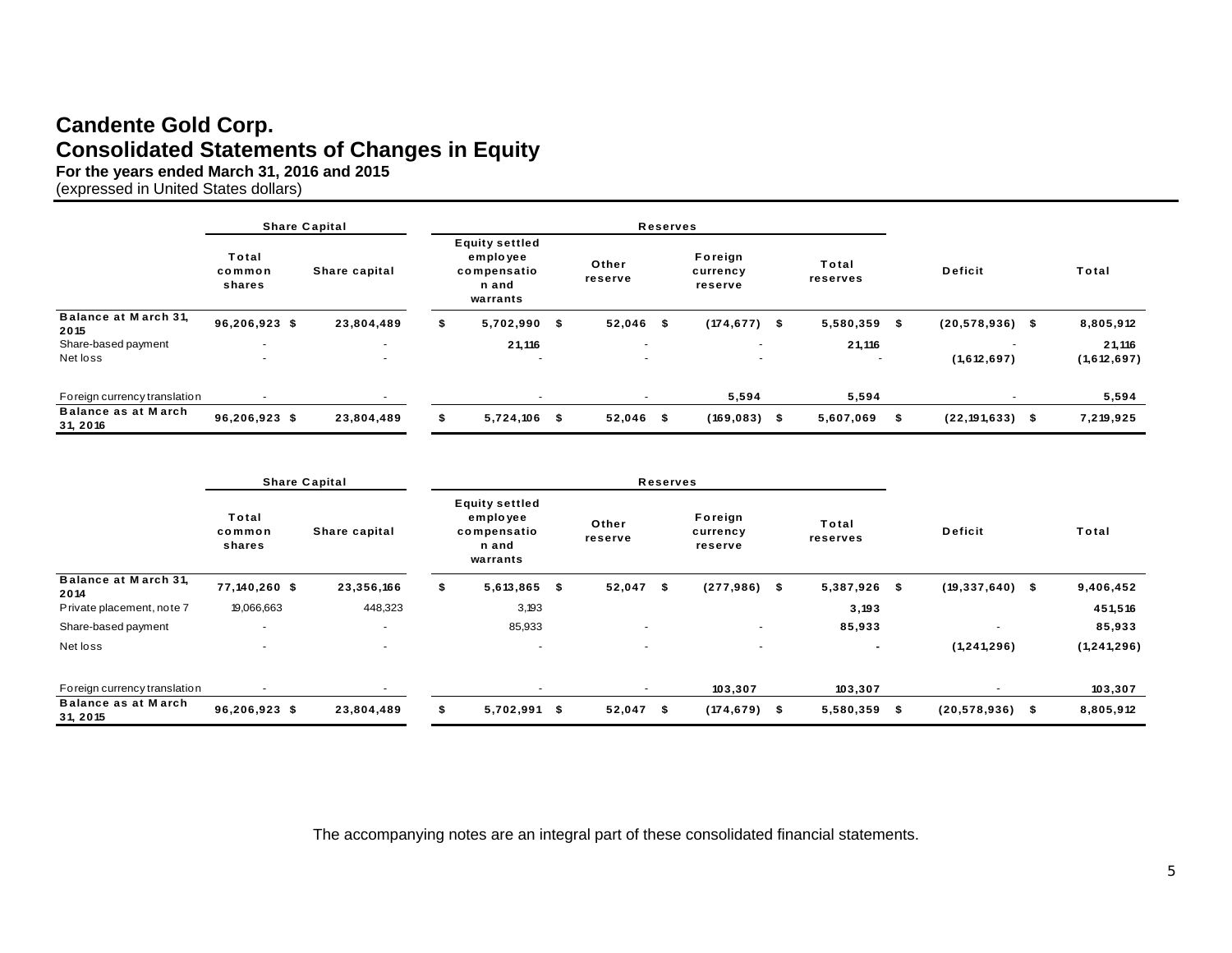## Candente Gold Corp.
## Consolidated Statements of Changes in Equity

**For the years ended March 31, 2016 and 2015**
(expressed in United States dollars)

| | Share Capital | | Reserves | | | | | |
|---|---|---|---|---|---|---|---|---|
| | Total common shares | Share capital | Equity settled employee compensation and warrants | Other reserve | Foreign currency reserve | Total reserves | Deficit | Total |
| **Balance at March 31, 2015** | 96,206,923 | $ 23,804,489 | $ 5,702,990 | $ 52,046 | $ (174,677) | $ 5,580,359 | $ (20,578,936) | $ 8,805,912 |
| Share-based payment | - | - | 21,116 | - | - | 21,116 | - | 21,116 |
| Net loss | - | - | - | - | - | - | (1,612,697) | (1,612,697) |
| Foreign currency translation | - | - | - | - | 5,594 | 5,594 | - | 5,594 |
| **Balance as at March 31, 2016** | 96,206,923 | $ 23,804,489 | $ 5,724,106 | $ 52,046 | $ (169,083) | $ 5,607,069 | $ (22,191,633) | $ 7,219,925 |

| | Share Capital | | Reserves | | | | | |
|---|---|---|---|---|---|---|---|---|
| | Total common shares | Share capital | Equity settled employee compensation and warrants | Other reserve | Foreign currency reserve | Total reserves | Deficit | Total |
| **Balance at March 31, 2014** | 77,140,260 | $ 23,356,166 | $ 5,613,865 | $ 52,047 | $ (277,986) | $ 5,387,926 | $ (19,337,640) | $ 9,406,452 |
| Private placement, note 7 | 19,066,663 | 448,323 | 3,193 | | | 3,193 | | 451,516 |
| Share-based payment | - | - | 85,933 | - | - | 85,933 | - | 85,933 |
| Net loss | - | - | - | - | - | - | (1,241,296) | (1,241,296) |
| Foreign currency translation | - | - | - | - | 103,307 | 103,307 | - | 103,307 |
| **Balance as at March 31, 2015** | 96,206,923 | $ 23,804,489 | $ 5,702,991 | $ 52,047 | $ (174,679) | $ 5,580,359 | $ (20,578,936) | $ 8,805,912 |

The accompanying notes are an integral part of these consolidated financial statements.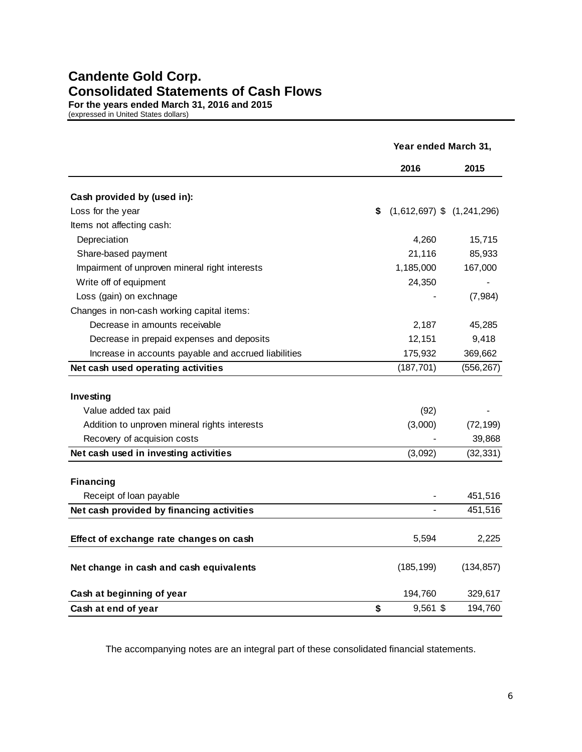# Candente Gold Corp.

## Consolidated Statements of Cash Flows

**For the years ended March 31, 2016 and 2015**

(expressed in United States dollars)

| | Year ended March 31, | |
|---|---|---|
| | **2016** | **2015** |
| **Cash provided by (used in):** | | |
| Loss for the year | $ (1,612,697) | $ (1,241,296) |
| Items not affecting cash: | | |
| Depreciation | 4,260 | 15,715 |
| Share-based payment | 21,116 | 85,933 |
| Impairment of unproven mineral right interests | 1,185,000 | 167,000 |
| Write off of equipment | 24,350 | - |
| Loss (gain) on exchnage | - | (7,984) |
| Changes in non-cash working capital items: | | |
| Decrease in amounts receivable | 2,187 | 45,285 |
| Decrease in prepaid expenses and deposits | 12,151 | 9,418 |
| Increase in accounts payable and accrued liabilities | 175,932 | 369,662 |
| **Net cash used operating activities** | (187,701) | (556,267) |
| | | |
| **Investing** | | |
| Value added tax paid | (92) | - |
| Addition to unproven mineral rights interests | (3,000) | (72,199) |
| Recovery of acquision costs | - | 39,868 |
| **Net cash used in investing activities** | (3,092) | (32,331) |
| | | |
| **Financing** | | |
| Receipt of loan payable | - | 451,516 |
| **Net cash provided by financing activities** | - | 451,516 |
| | | |
| **Effect of exchange rate changes on cash** | 5,594 | 2,225 |
| | | |
| **Net change in cash and cash equivalents** | (185,199) | (134,857) |
| | | |
| **Cash at beginning of year** | 194,760 | 329,617 |
| **Cash at end of year** | $ 9,561 | $ 194,760 |

The accompanying notes are an integral part of these consolidated financial statements.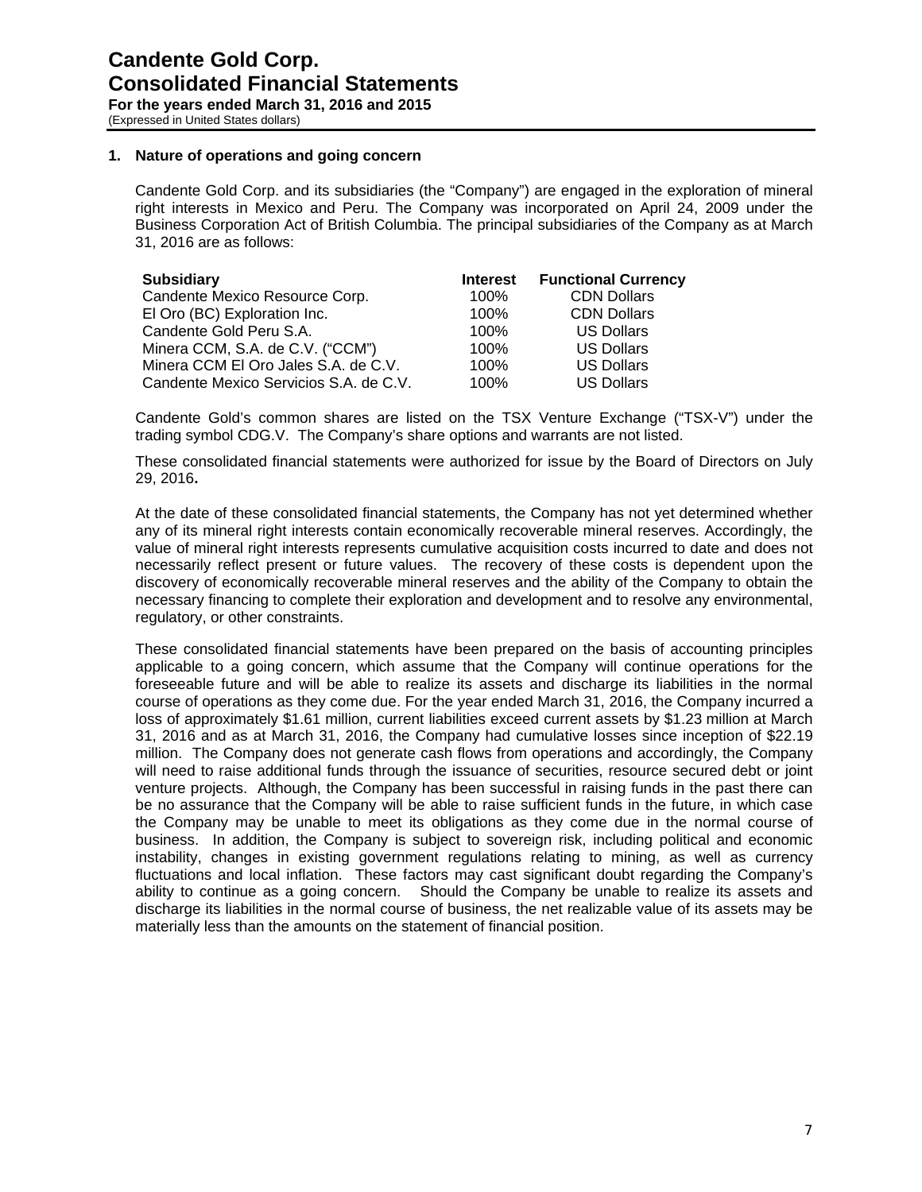## 1. Nature of operations and going concern

Candente Gold Corp. and its subsidiaries (the "Company") are engaged in the exploration of mineral right interests in Mexico and Peru. The Company was incorporated on April 24, 2009 under the Business Corporation Act of British Columbia. The principal subsidiaries of the Company as at March 31, 2016 are as follows:

| Subsidiary | Interest | Functional Currency |
|---|---|---|
| Candente Mexico Resource Corp. | 100% | CDN Dollars |
| El Oro (BC) Exploration Inc. | 100% | CDN Dollars |
| Candente Gold Peru S.A. | 100% | US Dollars |
| Minera CCM, S.A. de C.V. ("CCM") | 100% | US Dollars |
| Minera CCM El Oro Jales S.A. de C.V. | 100% | US Dollars |
| Candente Mexico Servicios S.A. de C.V. | 100% | US Dollars |

Candente Gold's common shares are listed on the TSX Venture Exchange ("TSX-V") under the trading symbol CDG.V. The Company's share options and warrants are not listed.

These consolidated financial statements were authorized for issue by the Board of Directors on July 29, 2016**.**

At the date of these consolidated financial statements, the Company has not yet determined whether any of its mineral right interests contain economically recoverable mineral reserves. Accordingly, the value of mineral right interests represents cumulative acquisition costs incurred to date and does not necessarily reflect present or future values. The recovery of these costs is dependent upon the discovery of economically recoverable mineral reserves and the ability of the Company to obtain the necessary financing to complete their exploration and development and to resolve any environmental, regulatory, or other constraints.

These consolidated financial statements have been prepared on the basis of accounting principles applicable to a going concern, which assume that the Company will continue operations for the foreseeable future and will be able to realize its assets and discharge its liabilities in the normal course of operations as they come due. For the year ended March 31, 2016, the Company incurred a loss of approximately $1.61 million, current liabilities exceed current assets by $1.23 million at March 31, 2016 and as at March 31, 2016, the Company had cumulative losses since inception of $22.19 million. The Company does not generate cash flows from operations and accordingly, the Company will need to raise additional funds through the issuance of securities, resource secured debt or joint venture projects. Although, the Company has been successful in raising funds in the past there can be no assurance that the Company will be able to raise sufficient funds in the future, in which case the Company may be unable to meet its obligations as they come due in the normal course of business. In addition, the Company is subject to sovereign risk, including political and economic instability, changes in existing government regulations relating to mining, as well as currency fluctuations and local inflation. These factors may cast significant doubt regarding the Company's ability to continue as a going concern. Should the Company be unable to realize its assets and discharge its liabilities in the normal course of business, the net realizable value of its assets may be materially less than the amounts on the statement of financial position.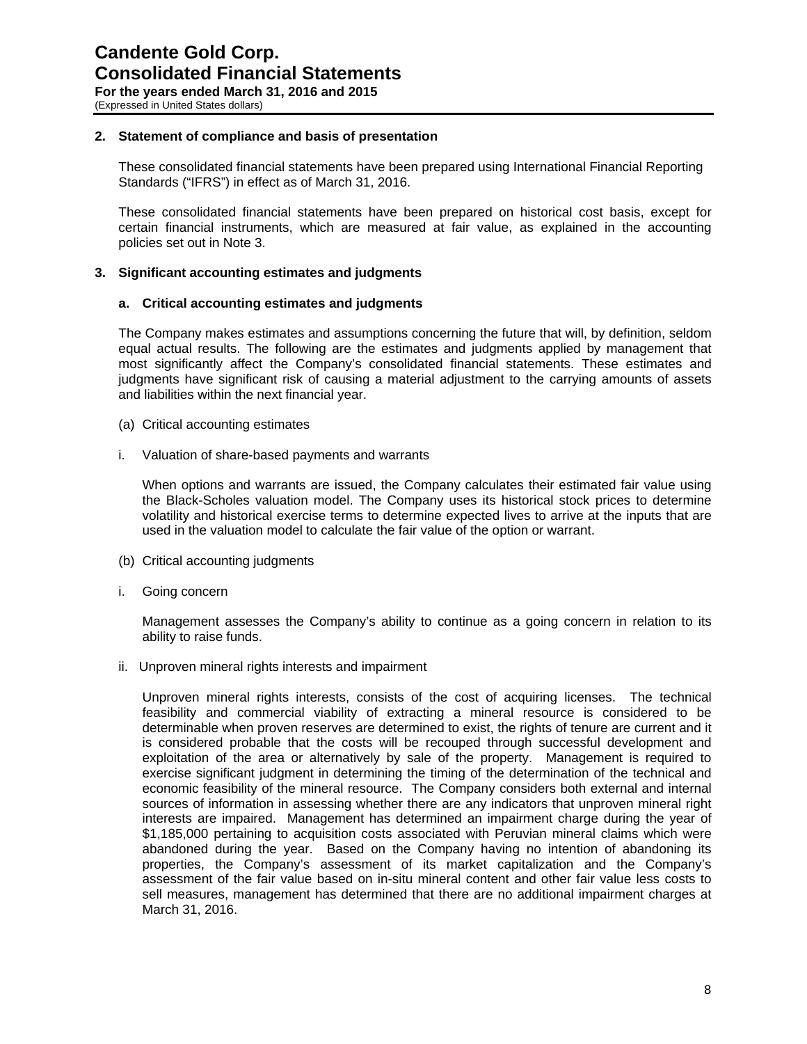## 2. Statement of compliance and basis of presentation

These consolidated financial statements have been prepared using International Financial Reporting Standards ("IFRS") in effect as of March 31, 2016.

These consolidated financial statements have been prepared on historical cost basis, except for certain financial instruments, which are measured at fair value, as explained in the accounting policies set out in Note 3.

## 3. Significant accounting estimates and judgments

### a. Critical accounting estimates and judgments

The Company makes estimates and assumptions concerning the future that will, by definition, seldom equal actual results. The following are the estimates and judgments applied by management that most significantly affect the Company's consolidated financial statements. These estimates and judgments have significant risk of causing a material adjustment to the carrying amounts of assets and liabilities within the next financial year.

(a) Critical accounting estimates

i. Valuation of share-based payments and warrants

When options and warrants are issued, the Company calculates their estimated fair value using the Black-Scholes valuation model. The Company uses its historical stock prices to determine volatility and historical exercise terms to determine expected lives to arrive at the inputs that are used in the valuation model to calculate the fair value of the option or warrant.

(b) Critical accounting judgments

i. Going concern

Management assesses the Company's ability to continue as a going concern in relation to its ability to raise funds.

ii. Unproven mineral rights interests and impairment

Unproven mineral rights interests, consists of the cost of acquiring licenses. The technical feasibility and commercial viability of extracting a mineral resource is considered to be determinable when proven reserves are determined to exist, the rights of tenure are current and it is considered probable that the costs will be recouped through successful development and exploitation of the area or alternatively by sale of the property. Management is required to exercise significant judgment in determining the timing of the determination of the technical and economic feasibility of the mineral resource. The Company considers both external and internal sources of information in assessing whether there are any indicators that unproven mineral right interests are impaired. Management has determined an impairment charge during the year of $1,185,000 pertaining to acquisition costs associated with Peruvian mineral claims which were abandoned during the year. Based on the Company having no intention of abandoning its properties, the Company's assessment of its market capitalization and the Company's assessment of the fair value based on in-situ mineral content and other fair value less costs to sell measures, management has determined that there are no additional impairment charges at March 31, 2016.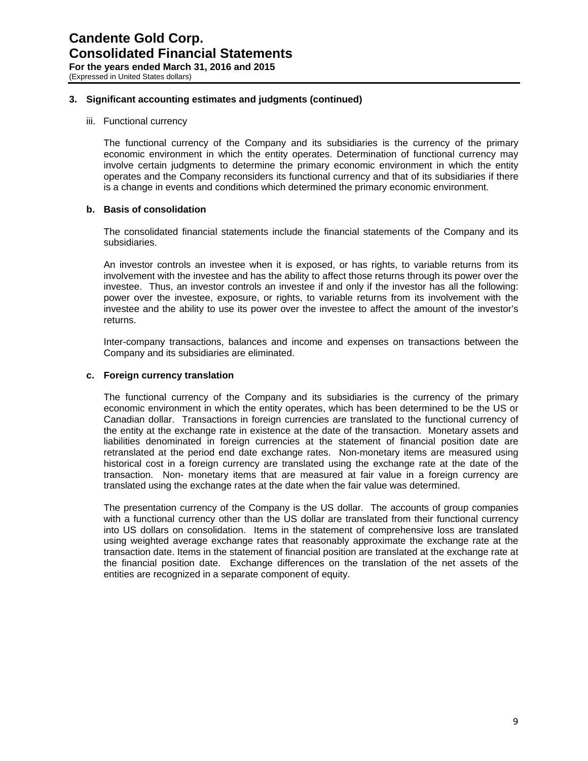## 3. Significant accounting estimates and judgments (continued)

iii. Functional currency

The functional currency of the Company and its subsidiaries is the currency of the primary economic environment in which the entity operates. Determination of functional currency may involve certain judgments to determine the primary economic environment in which the entity operates and the Company reconsiders its functional currency and that of its subsidiaries if there is a change in events and conditions which determined the primary economic environment.

### b. Basis of consolidation

The consolidated financial statements include the financial statements of the Company and its subsidiaries.

An investor controls an investee when it is exposed, or has rights, to variable returns from its involvement with the investee and has the ability to affect those returns through its power over the investee. Thus, an investor controls an investee if and only if the investor has all the following: power over the investee, exposure, or rights, to variable returns from its involvement with the investee and the ability to use its power over the investee to affect the amount of the investor's returns.

Inter-company transactions, balances and income and expenses on transactions between the Company and its subsidiaries are eliminated.

### c. Foreign currency translation

The functional currency of the Company and its subsidiaries is the currency of the primary economic environment in which the entity operates, which has been determined to be the US or Canadian dollar. Transactions in foreign currencies are translated to the functional currency of the entity at the exchange rate in existence at the date of the transaction. Monetary assets and liabilities denominated in foreign currencies at the statement of financial position date are retranslated at the period end date exchange rates. Non-monetary items are measured using historical cost in a foreign currency are translated using the exchange rate at the date of the transaction. Non- monetary items that are measured at fair value in a foreign currency are translated using the exchange rates at the date when the fair value was determined.

The presentation currency of the Company is the US dollar. The accounts of group companies with a functional currency other than the US dollar are translated from their functional currency into US dollars on consolidation. Items in the statement of comprehensive loss are translated using weighted average exchange rates that reasonably approximate the exchange rate at the transaction date. Items in the statement of financial position are translated at the exchange rate at the financial position date. Exchange differences on the translation of the net assets of the entities are recognized in a separate component of equity.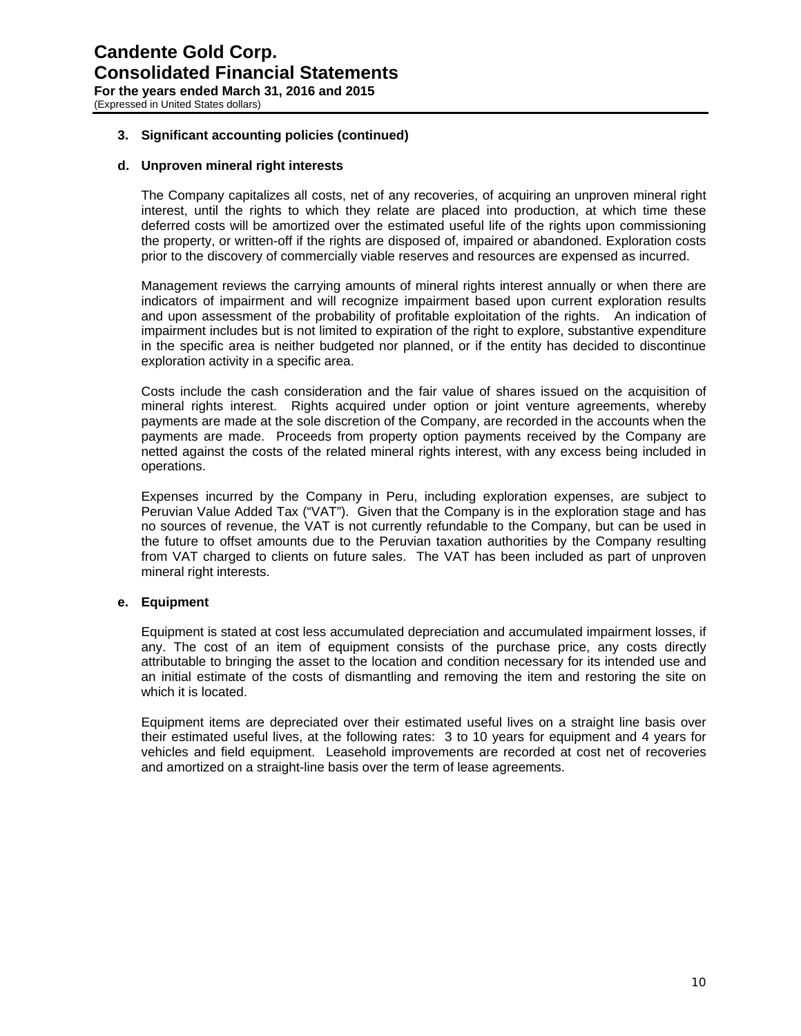### 3. Significant accounting policies (continued)

#### d. Unproven mineral right interests

The Company capitalizes all costs, net of any recoveries, of acquiring an unproven mineral right interest, until the rights to which they relate are placed into production, at which time these deferred costs will be amortized over the estimated useful life of the rights upon commissioning the property, or written-off if the rights are disposed of, impaired or abandoned. Exploration costs prior to the discovery of commercially viable reserves and resources are expensed as incurred.

Management reviews the carrying amounts of mineral rights interest annually or when there are indicators of impairment and will recognize impairment based upon current exploration results and upon assessment of the probability of profitable exploitation of the rights. An indication of impairment includes but is not limited to expiration of the right to explore, substantive expenditure in the specific area is neither budgeted nor planned, or if the entity has decided to discontinue exploration activity in a specific area.

Costs include the cash consideration and the fair value of shares issued on the acquisition of mineral rights interest. Rights acquired under option or joint venture agreements, whereby payments are made at the sole discretion of the Company, are recorded in the accounts when the payments are made. Proceeds from property option payments received by the Company are netted against the costs of the related mineral rights interest, with any excess being included in operations.

Expenses incurred by the Company in Peru, including exploration expenses, are subject to Peruvian Value Added Tax ("VAT"). Given that the Company is in the exploration stage and has no sources of revenue, the VAT is not currently refundable to the Company, but can be used in the future to offset amounts due to the Peruvian taxation authorities by the Company resulting from VAT charged to clients on future sales. The VAT has been included as part of unproven mineral right interests.

#### e. Equipment

Equipment is stated at cost less accumulated depreciation and accumulated impairment losses, if any. The cost of an item of equipment consists of the purchase price, any costs directly attributable to bringing the asset to the location and condition necessary for its intended use and an initial estimate of the costs of dismantling and removing the item and restoring the site on which it is located.

Equipment items are depreciated over their estimated useful lives on a straight line basis over their estimated useful lives, at the following rates: 3 to 10 years for equipment and 4 years for vehicles and field equipment. Leasehold improvements are recorded at cost net of recoveries and amortized on a straight-line basis over the term of lease agreements.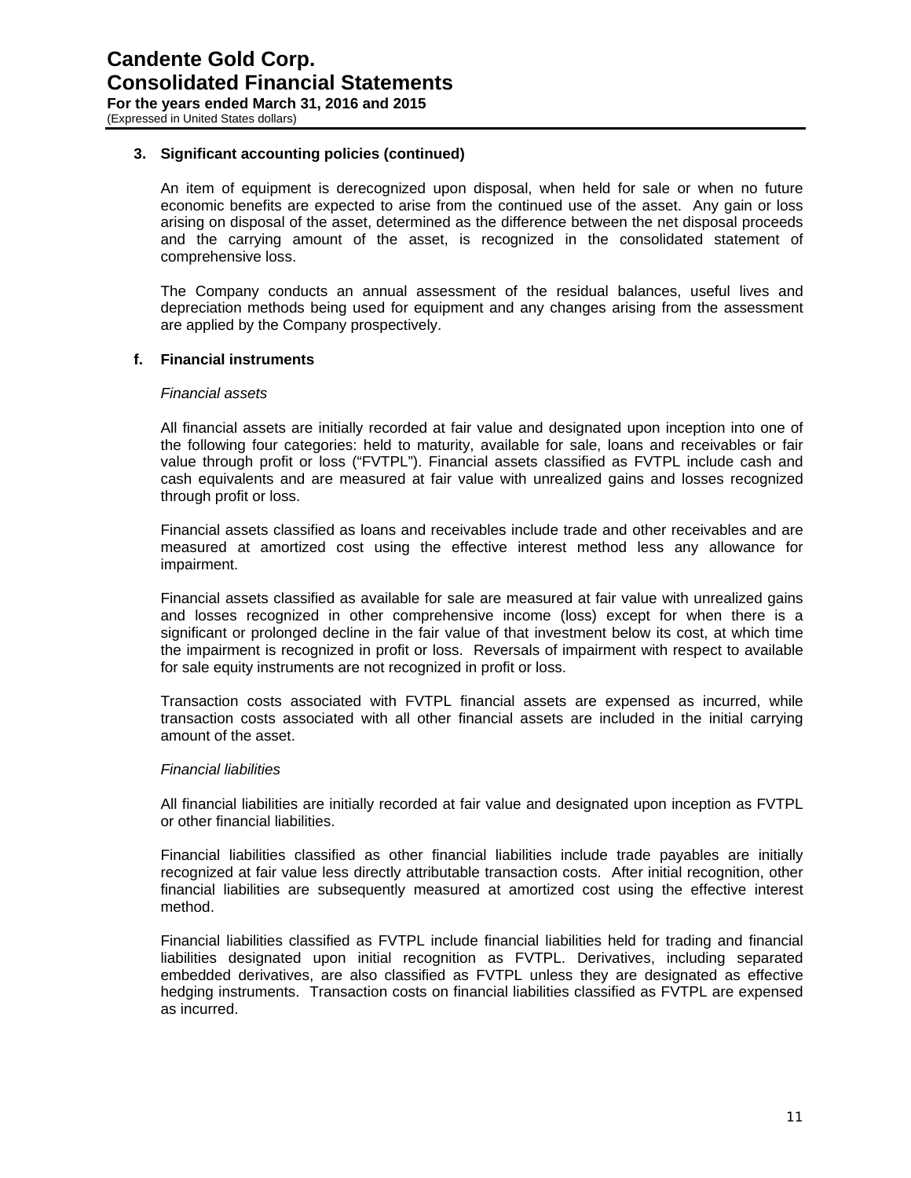### 3. Significant accounting policies (continued)

An item of equipment is derecognized upon disposal, when held for sale or when no future economic benefits are expected to arise from the continued use of the asset. Any gain or loss arising on disposal of the asset, determined as the difference between the net disposal proceeds and the carrying amount of the asset, is recognized in the consolidated statement of comprehensive loss.

The Company conducts an annual assessment of the residual balances, useful lives and depreciation methods being used for equipment and any changes arising from the assessment are applied by the Company prospectively.

#### f. Financial instruments

*Financial assets*

All financial assets are initially recorded at fair value and designated upon inception into one of the following four categories: held to maturity, available for sale, loans and receivables or fair value through profit or loss ("FVTPL"). Financial assets classified as FVTPL include cash and cash equivalents and are measured at fair value with unrealized gains and losses recognized through profit or loss.

Financial assets classified as loans and receivables include trade and other receivables and are measured at amortized cost using the effective interest method less any allowance for impairment.

Financial assets classified as available for sale are measured at fair value with unrealized gains and losses recognized in other comprehensive income (loss) except for when there is a significant or prolonged decline in the fair value of that investment below its cost, at which time the impairment is recognized in profit or loss. Reversals of impairment with respect to available for sale equity instruments are not recognized in profit or loss.

Transaction costs associated with FVTPL financial assets are expensed as incurred, while transaction costs associated with all other financial assets are included in the initial carrying amount of the asset.

*Financial liabilities*

All financial liabilities are initially recorded at fair value and designated upon inception as FVTPL or other financial liabilities.

Financial liabilities classified as other financial liabilities include trade payables are initially recognized at fair value less directly attributable transaction costs. After initial recognition, other financial liabilities are subsequently measured at amortized cost using the effective interest method.

Financial liabilities classified as FVTPL include financial liabilities held for trading and financial liabilities designated upon initial recognition as FVTPL. Derivatives, including separated embedded derivatives, are also classified as FVTPL unless they are designated as effective hedging instruments. Transaction costs on financial liabilities classified as FVTPL are expensed as incurred.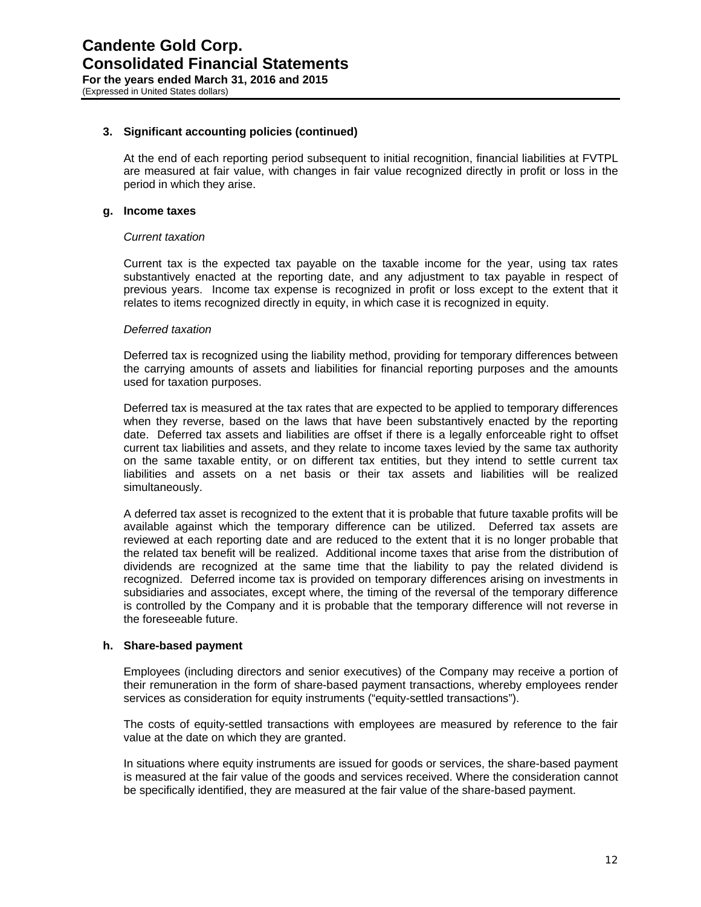### 3. Significant accounting policies (continued)

At the end of each reporting period subsequent to initial recognition, financial liabilities at FVTPL are measured at fair value, with changes in fair value recognized directly in profit or loss in the period in which they arise.

#### g. Income taxes

*Current taxation*

Current tax is the expected tax payable on the taxable income for the year, using tax rates substantively enacted at the reporting date, and any adjustment to tax payable in respect of previous years. Income tax expense is recognized in profit or loss except to the extent that it relates to items recognized directly in equity, in which case it is recognized in equity.

*Deferred taxation*

Deferred tax is recognized using the liability method, providing for temporary differences between the carrying amounts of assets and liabilities for financial reporting purposes and the amounts used for taxation purposes.

Deferred tax is measured at the tax rates that are expected to be applied to temporary differences when they reverse, based on the laws that have been substantively enacted by the reporting date. Deferred tax assets and liabilities are offset if there is a legally enforceable right to offset current tax liabilities and assets, and they relate to income taxes levied by the same tax authority on the same taxable entity, or on different tax entities, but they intend to settle current tax liabilities and assets on a net basis or their tax assets and liabilities will be realized simultaneously.

A deferred tax asset is recognized to the extent that it is probable that future taxable profits will be available against which the temporary difference can be utilized. Deferred tax assets are reviewed at each reporting date and are reduced to the extent that it is no longer probable that the related tax benefit will be realized. Additional income taxes that arise from the distribution of dividends are recognized at the same time that the liability to pay the related dividend is recognized. Deferred income tax is provided on temporary differences arising on investments in subsidiaries and associates, except where, the timing of the reversal of the temporary difference is controlled by the Company and it is probable that the temporary difference will not reverse in the foreseeable future.

#### h. Share-based payment

Employees (including directors and senior executives) of the Company may receive a portion of their remuneration in the form of share-based payment transactions, whereby employees render services as consideration for equity instruments ("equity-settled transactions").

The costs of equity-settled transactions with employees are measured by reference to the fair value at the date on which they are granted.

In situations where equity instruments are issued for goods or services, the share-based payment is measured at the fair value of the goods and services received. Where the consideration cannot be specifically identified, they are measured at the fair value of the share-based payment.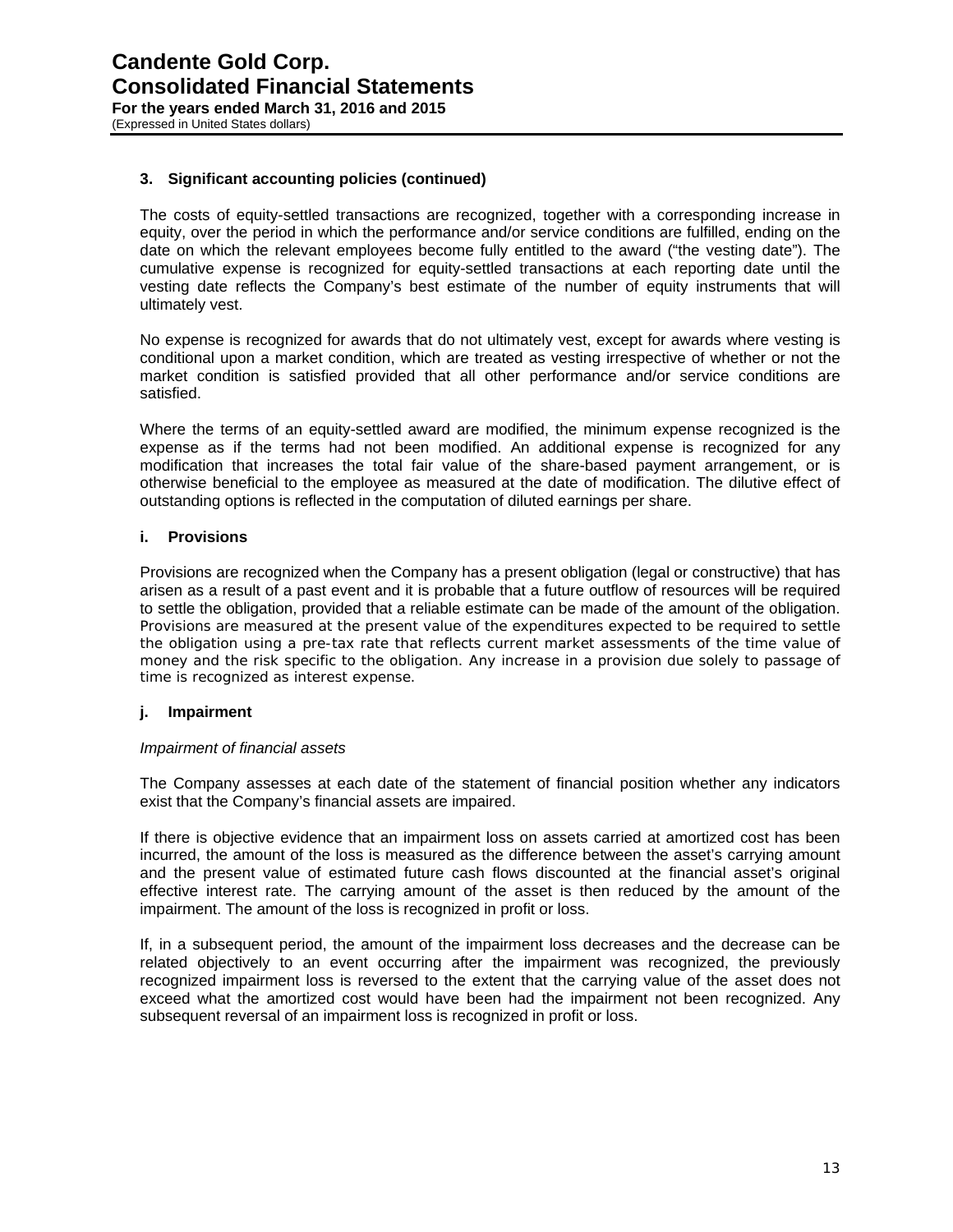### 3. Significant accounting policies (continued)

The costs of equity-settled transactions are recognized, together with a corresponding increase in equity, over the period in which the performance and/or service conditions are fulfilled, ending on the date on which the relevant employees become fully entitled to the award ("the vesting date"). The cumulative expense is recognized for equity-settled transactions at each reporting date until the vesting date reflects the Company's best estimate of the number of equity instruments that will ultimately vest.

No expense is recognized for awards that do not ultimately vest, except for awards where vesting is conditional upon a market condition, which are treated as vesting irrespective of whether or not the market condition is satisfied provided that all other performance and/or service conditions are satisfied.

Where the terms of an equity-settled award are modified, the minimum expense recognized is the expense as if the terms had not been modified. An additional expense is recognized for any modification that increases the total fair value of the share-based payment arrangement, or is otherwise beneficial to the employee as measured at the date of modification. The dilutive effect of outstanding options is reflected in the computation of diluted earnings per share.

#### i. Provisions

Provisions are recognized when the Company has a present obligation (legal or constructive) that has arisen as a result of a past event and it is probable that a future outflow of resources will be required to settle the obligation, provided that a reliable estimate can be made of the amount of the obligation. Provisions are measured at the present value of the expenditures expected to be required to settle the obligation using a pre-tax rate that reflects current market assessments of the time value of money and the risk specific to the obligation. Any increase in a provision due solely to passage of time is recognized as interest expense.

#### j. Impairment

*Impairment of financial assets*

The Company assesses at each date of the statement of financial position whether any indicators exist that the Company's financial assets are impaired.

If there is objective evidence that an impairment loss on assets carried at amortized cost has been incurred, the amount of the loss is measured as the difference between the asset's carrying amount and the present value of estimated future cash flows discounted at the financial asset's original effective interest rate. The carrying amount of the asset is then reduced by the amount of the impairment. The amount of the loss is recognized in profit or loss.

If, in a subsequent period, the amount of the impairment loss decreases and the decrease can be related objectively to an event occurring after the impairment was recognized, the previously recognized impairment loss is reversed to the extent that the carrying value of the asset does not exceed what the amortized cost would have been had the impairment not been recognized. Any subsequent reversal of an impairment loss is recognized in profit or loss.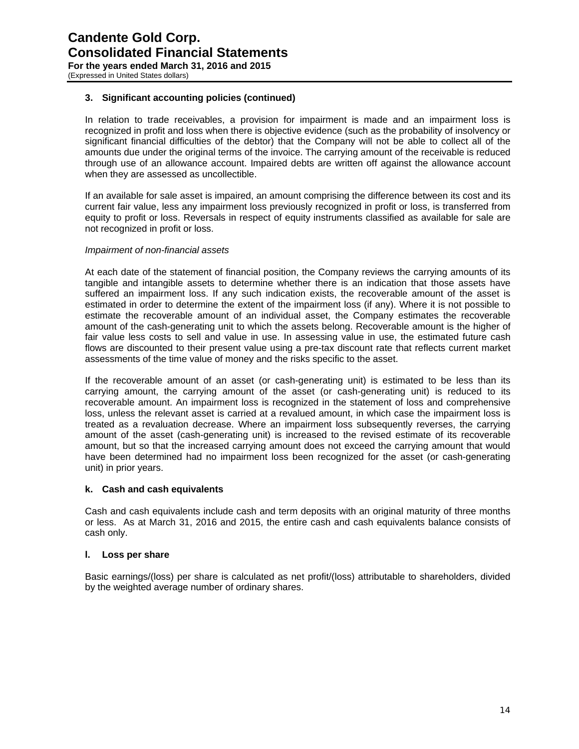## 3. Significant accounting policies (continued)

In relation to trade receivables, a provision for impairment is made and an impairment loss is recognized in profit and loss when there is objective evidence (such as the probability of insolvency or significant financial difficulties of the debtor) that the Company will not be able to collect all of the amounts due under the original terms of the invoice. The carrying amount of the receivable is reduced through use of an allowance account. Impaired debts are written off against the allowance account when they are assessed as uncollectible.

If an available for sale asset is impaired, an amount comprising the difference between its cost and its current fair value, less any impairment loss previously recognized in profit or loss, is transferred from equity to profit or loss. Reversals in respect of equity instruments classified as available for sale are not recognized in profit or loss.

*Impairment of non-financial assets*

At each date of the statement of financial position, the Company reviews the carrying amounts of its tangible and intangible assets to determine whether there is an indication that those assets have suffered an impairment loss. If any such indication exists, the recoverable amount of the asset is estimated in order to determine the extent of the impairment loss (if any). Where it is not possible to estimate the recoverable amount of an individual asset, the Company estimates the recoverable amount of the cash-generating unit to which the assets belong. Recoverable amount is the higher of fair value less costs to sell and value in use. In assessing value in use, the estimated future cash flows are discounted to their present value using a pre-tax discount rate that reflects current market assessments of the time value of money and the risks specific to the asset.

If the recoverable amount of an asset (or cash-generating unit) is estimated to be less than its carrying amount, the carrying amount of the asset (or cash-generating unit) is reduced to its recoverable amount. An impairment loss is recognized in the statement of loss and comprehensive loss, unless the relevant asset is carried at a revalued amount, in which case the impairment loss is treated as a revaluation decrease. Where an impairment loss subsequently reverses, the carrying amount of the asset (cash-generating unit) is increased to the revised estimate of its recoverable amount, but so that the increased carrying amount does not exceed the carrying amount that would have been determined had no impairment loss been recognized for the asset (or cash-generating unit) in prior years.

### k. Cash and cash equivalents

Cash and cash equivalents include cash and term deposits with an original maturity of three months or less. As at March 31, 2016 and 2015, the entire cash and cash equivalents balance consists of cash only.

### l. Loss per share

Basic earnings/(loss) per share is calculated as net profit/(loss) attributable to shareholders, divided by the weighted average number of ordinary shares.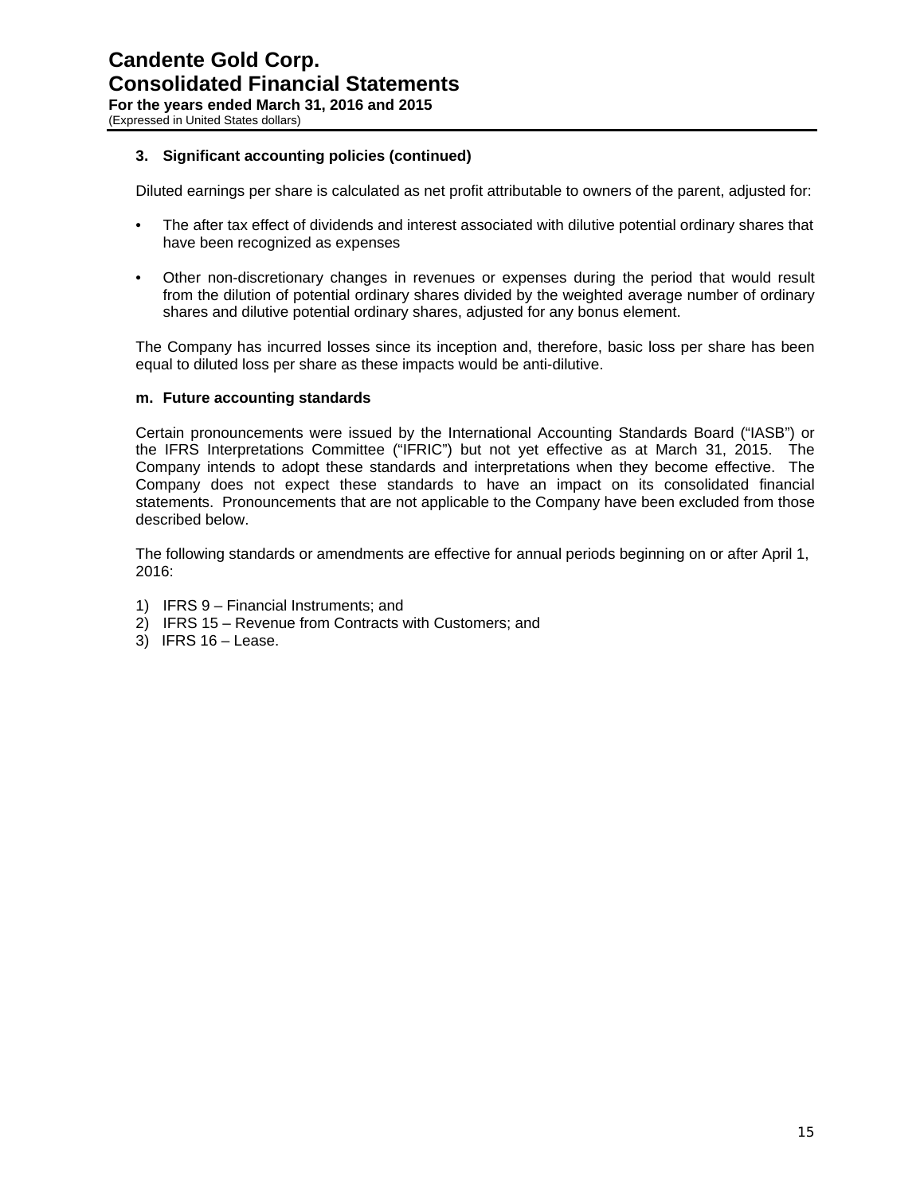### 3. Significant accounting policies (continued)

Diluted earnings per share is calculated as net profit attributable to owners of the parent, adjusted for:

- The after tax effect of dividends and interest associated with dilutive potential ordinary shares that have been recognized as expenses

- Other non-discretionary changes in revenues or expenses during the period that would result from the dilution of potential ordinary shares divided by the weighted average number of ordinary shares and dilutive potential ordinary shares, adjusted for any bonus element.

The Company has incurred losses since its inception and, therefore, basic loss per share has been equal to diluted loss per share as these impacts would be anti-dilutive.

#### m. Future accounting standards

Certain pronouncements were issued by the International Accounting Standards Board ("IASB") or the IFRS Interpretations Committee ("IFRIC") but not yet effective as at March 31, 2015. The Company intends to adopt these standards and interpretations when they become effective. The Company does not expect these standards to have an impact on its consolidated financial statements. Pronouncements that are not applicable to the Company have been excluded from those described below.

The following standards or amendments are effective for annual periods beginning on or after April 1, 2016:

1) IFRS 9 – Financial Instruments; and
2) IFRS 15 – Revenue from Contracts with Customers; and
3) IFRS 16 – Lease.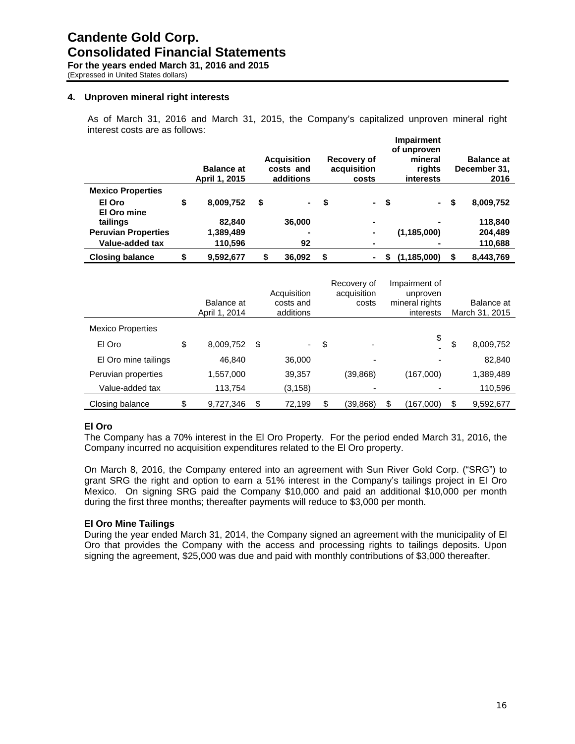## 4. Unproven mineral right interests

As of March 31, 2016 and March 31, 2015, the Company's capitalized unproven mineral right interest costs are as follows:

| | Balance at April 1, 2015 | Acquisition costs and additions | Recovery of acquisition costs | Impairment of unproven mineral rights interests | Balance at December 31, 2016 |
|---|---|---|---|---|---|
| **Mexico Properties** | | | | | |
| **El Oro** | **$ 8,009,752** | **$ -** | **$ -** | **$ -** | **$ 8,009,752** |
| **El Oro mine tailings** | **82,840** | **36,000** | **-** | **-** | **118,840** |
| **Peruvian Properties** | **1,389,489** | **-** | **-** | **(1,185,000)** | **204,489** |
| **Value-added tax** | **110,596** | **92** | **-** | **-** | **110,688** |
| **Closing balance** | **$ 9,592,677** | **$ 36,092** | **$ -** | **$ (1,185,000)** | **$ 8,443,769** |

| | Balance at April 1, 2014 | Acquisition costs and additions | Recovery of acquisition costs | Impairment of unproven mineral rights interests | Balance at March 31, 2015 |
|---|---|---|---|---|---|
| Mexico Properties | | | | | |
| El Oro | $ 8,009,752 | $ - | $ - | $ - | $ 8,009,752 |
| El Oro mine tailings | 46,840 | 36,000 | - | - | 82,840 |
| Peruvian properties | 1,557,000 | 39,357 | (39,868) | (167,000) | 1,389,489 |
| Value-added tax | 113,754 | (3,158) | - | - | 110,596 |
| Closing balance | $ 9,727,346 | $ 72,199 | $ (39,868) | $ (167,000) | $ 9,592,677 |

### El Oro

The Company has a 70% interest in the El Oro Property. For the period ended March 31, 2016, the Company incurred no acquisition expenditures related to the El Oro property.

On March 8, 2016, the Company entered into an agreement with Sun River Gold Corp. ("SRG") to grant SRG the right and option to earn a 51% interest in the Company's tailings project in El Oro Mexico. On signing SRG paid the Company $10,000 and paid an additional $10,000 per month during the first three months; thereafter payments will reduce to $3,000 per month.

### El Oro Mine Tailings

During the year ended March 31, 2014, the Company signed an agreement with the municipality of El Oro that provides the Company with the access and processing rights to tailings deposits. Upon signing the agreement, $25,000 was due and paid with monthly contributions of $3,000 thereafter.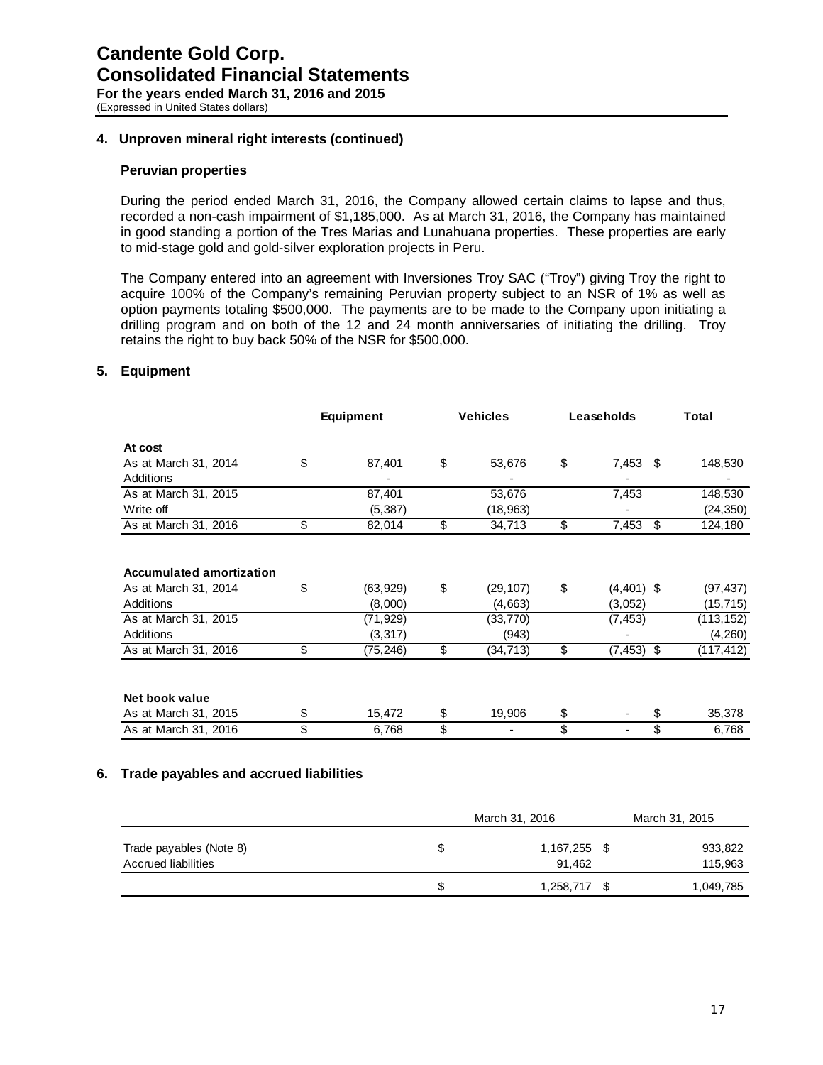## 4. Unproven mineral right interests (continued)

### Peruvian properties

During the period ended March 31, 2016, the Company allowed certain claims to lapse and thus, recorded a non-cash impairment of $1,185,000. As at March 31, 2016, the Company has maintained in good standing a portion of the Tres Marias and Lunahuana properties. These properties are early to mid-stage gold and gold-silver exploration projects in Peru.

The Company entered into an agreement with Inversiones Troy SAC ("Troy") giving Troy the right to acquire 100% of the Company's remaining Peruvian property subject to an NSR of 1% as well as option payments totaling $500,000. The payments are to be made to the Company upon initiating a drilling program and on both of the 12 and 24 month anniversaries of initiating the drilling. Troy retains the right to buy back 50% of the NSR for $500,000.

## 5. Equipment

| | Equipment | Vehicles | Leaseholds | Total |
|---|---|---|---|---|
| **At cost** | | | | |
| As at March 31, 2014 | $ 87,401 | $ 53,676 | $ 7,453 | $ 148,530 |
| Additions | - | - | - | - |
| As at March 31, 2015 | 87,401 | 53,676 | 7,453 | 148,530 |
| Write off | (5,387) | (18,963) | - | (24,350) |
| As at March 31, 2016 | $ 82,014 | $ 34,713 | $ 7,453 | $ 124,180 |
| **Accumulated amortization** | | | | |
| As at March 31, 2014 | $ (63,929) | $ (29,107) | $ (4,401) | $ (97,437) |
| Additions | (8,000) | (4,663) | (3,052) | (15,715) |
| As at March 31, 2015 | (71,929) | (33,770) | (7,453) | (113,152) |
| Additions | (3,317) | (943) | - | (4,260) |
| As at March 31, 2016 | $ (75,246) | $ (34,713) | $ (7,453) | $ (117,412) |
| **Net book value** | | | | |
| As at March 31, 2015 | $ 15,472 | $ 19,906 | $ - | $ 35,378 |
| As at March 31, 2016 | $ 6,768 | $ - | $ - | $ 6,768 |

## 6. Trade payables and accrued liabilities

| | March 31, 2016 | March 31, 2015 |
|---|---|---|
| Trade payables (Note 8) | $ 1,167,255 | $ 933,822 |
| Accrued liabilities | 91,462 | 115,963 |
| | $ 1,258,717 | $ 1,049,785 |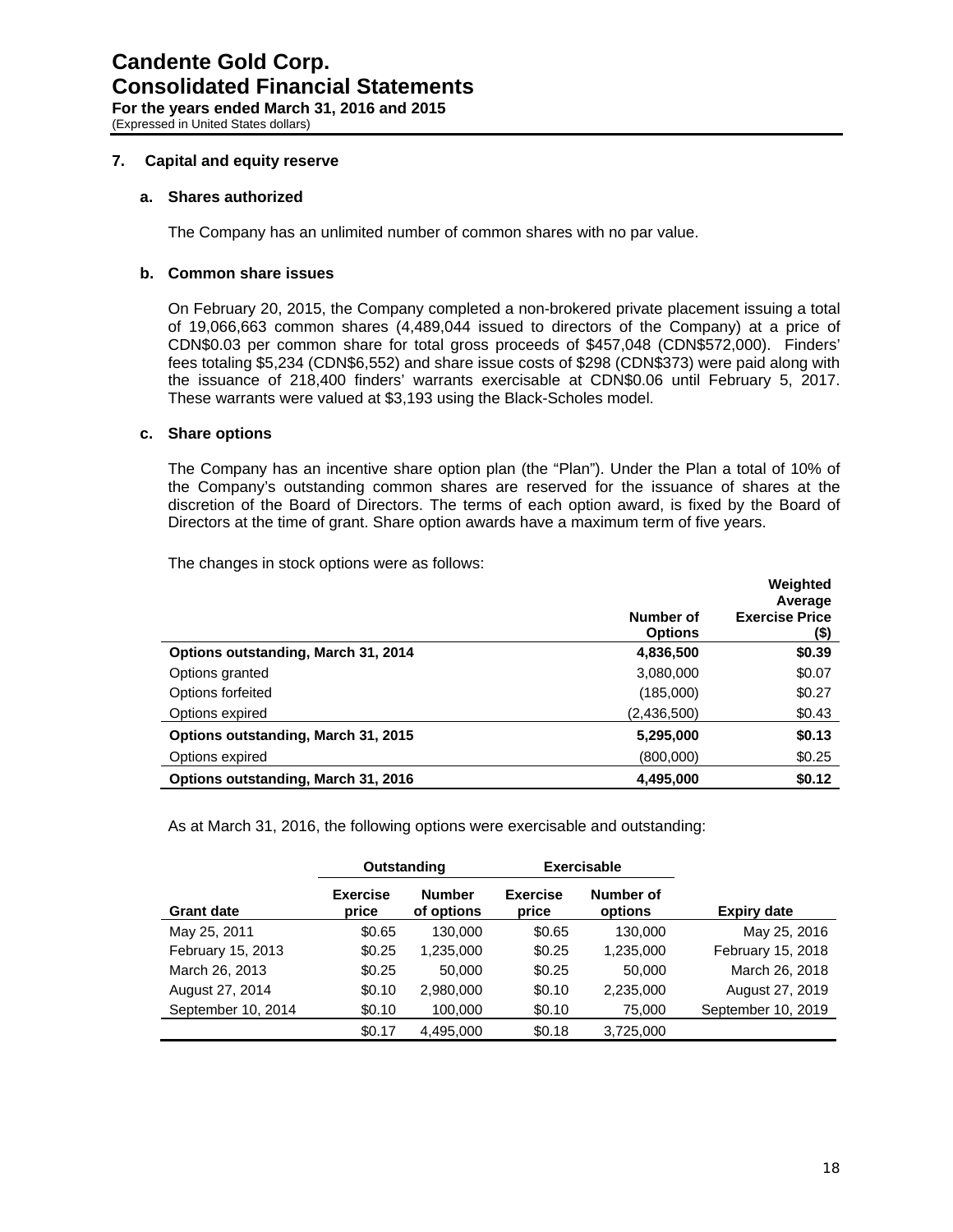## 7. Capital and equity reserve

### a. Shares authorized

The Company has an unlimited number of common shares with no par value.

### b. Common share issues

On February 20, 2015, the Company completed a non-brokered private placement issuing a total of 19,066,663 common shares (4,489,044 issued to directors of the Company) at a price of CDN$0.03 per common share for total gross proceeds of $457,048 (CDN$572,000). Finders' fees totaling $5,234 (CDN$6,552) and share issue costs of $298 (CDN$373) were paid along with the issuance of 218,400 finders' warrants exercisable at CDN$0.06 until February 5, 2017. These warrants were valued at $3,193 using the Black-Scholes model.

### c. Share options

The Company has an incentive share option plan (the "Plan"). Under the Plan a total of 10% of the Company's outstanding common shares are reserved for the issuance of shares at the discretion of the Board of Directors. The terms of each option award, is fixed by the Board of Directors at the time of grant. Share option awards have a maximum term of five years.

The changes in stock options were as follows:

| | Number of Options | Weighted Average Exercise Price ($) |
|---|---|---|
| **Options outstanding, March 31, 2014** | **4,836,500** | **$0.39** |
| Options granted | 3,080,000 | $0.07 |
| Options forfeited | (185,000) | $0.27 |
| Options expired | (2,436,500) | $0.43 |
| **Options outstanding, March 31, 2015** | **5,295,000** | **$0.13** |
| Options expired | (800,000) | $0.25 |
| **Options outstanding, March 31, 2016** | **4,495,000** | **$0.12** |

As at March 31, 2016, the following options were exercisable and outstanding:

| | Outstanding | | Exercisable | | |
|---|---|---|---|---|---|
| **Grant date** | **Exercise price** | **Number of options** | **Exercise price** | **Number of options** | **Expiry date** |
| May 25, 2011 | $0.65 | 130,000 | $0.65 | 130,000 | May 25, 2016 |
| February 15, 2013 | $0.25 | 1,235,000 | $0.25 | 1,235,000 | February 15, 2018 |
| March 26, 2013 | $0.25 | 50,000 | $0.25 | 50,000 | March 26, 2018 |
| August 27, 2014 | $0.10 | 2,980,000 | $0.10 | 2,235,000 | August 27, 2019 |
| September 10, 2014 | $0.10 | 100,000 | $0.10 | 75,000 | September 10, 2019 |
| | $0.17 | 4,495,000 | $0.18 | 3,725,000 | |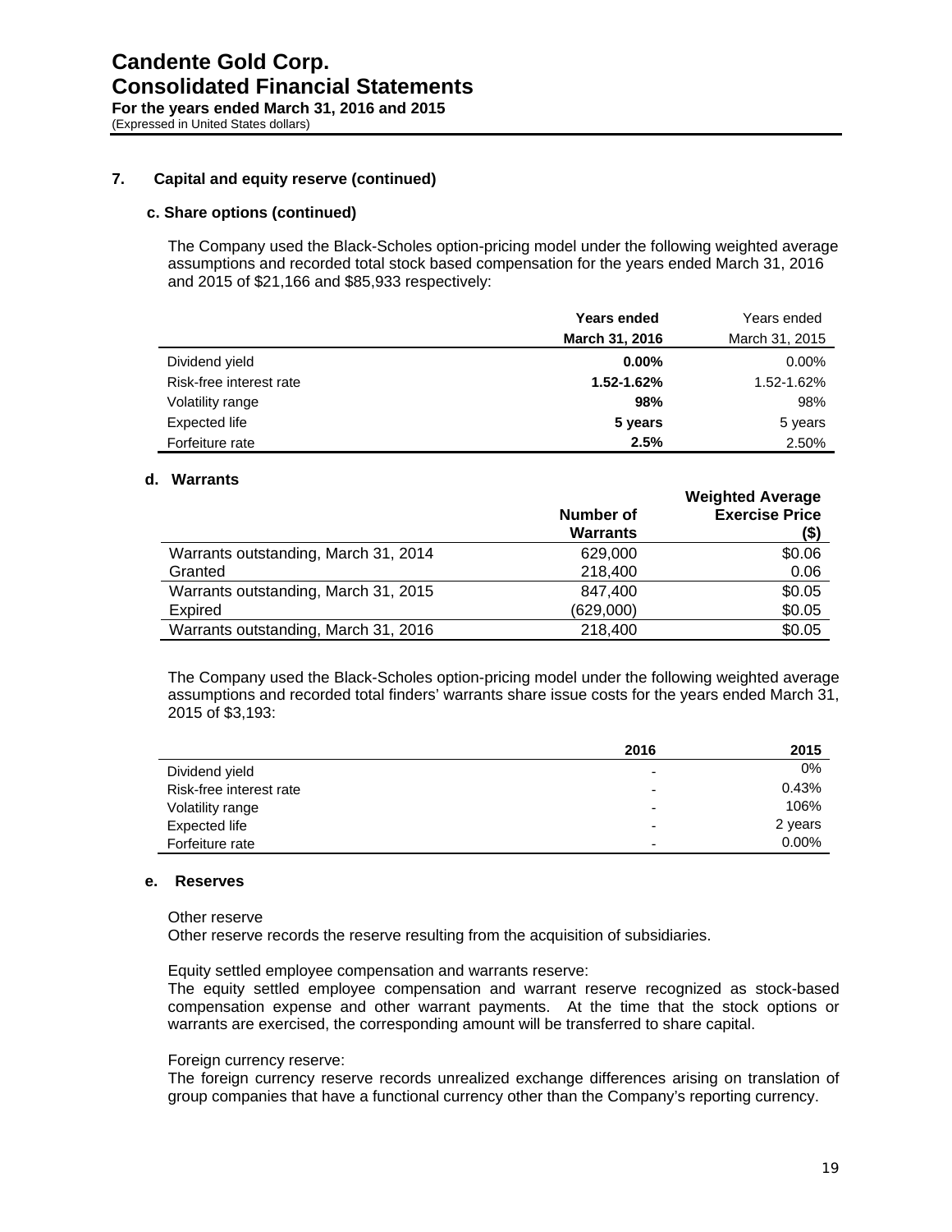**7. Capital and equity reserve (continued)**

**c. Share options (continued)**

The Company used the Black-Scholes option-pricing model under the following weighted average assumptions and recorded total stock based compensation for the years ended March 31, 2016 and 2015 of $21,166 and $85,933 respectively:

| | **Years ended March 31, 2016** | Years ended March 31, 2015 |
|---|---|---|
| Dividend yield | **0.00%** | 0.00% |
| Risk-free interest rate | **1.52-1.62%** | 1.52-1.62% |
| Volatility range | **98%** | 98% |
| Expected life | **5 years** | 5 years |
| Forfeiture rate | **2.5%** | 2.50% |

**d. Warrants**

| | **Number of Warrants** | **Weighted Average Exercise Price ($)** |
|---|---|---|
| Warrants outstanding, March 31, 2014 | 629,000 | $0.06 |
| Granted | 218,400 | 0.06 |
| Warrants outstanding, March 31, 2015 | 847,400 | $0.05 |
| Expired | (629,000) | $0.05 |
| Warrants outstanding, March 31, 2016 | 218,400 | $0.05 |

The Company used the Black-Scholes option-pricing model under the following weighted average assumptions and recorded total finders' warrants share issue costs for the years ended March 31, 2015 of $3,193:

| | **2016** | **2015** |
|---|---|---|
| Dividend yield | - | 0% |
| Risk-free interest rate | - | 0.43% |
| Volatility range | - | 106% |
| Expected life | - | 2 years |
| Forfeiture rate | - | 0.00% |

**e. Reserves**

Other reserve
Other reserve records the reserve resulting from the acquisition of subsidiaries.

Equity settled employee compensation and warrants reserve:
The equity settled employee compensation and warrant reserve recognized as stock-based compensation expense and other warrant payments. At the time that the stock options or warrants are exercised, the corresponding amount will be transferred to share capital.

Foreign currency reserve:
The foreign currency reserve records unrealized exchange differences arising on translation of group companies that have a functional currency other than the Company's reporting currency.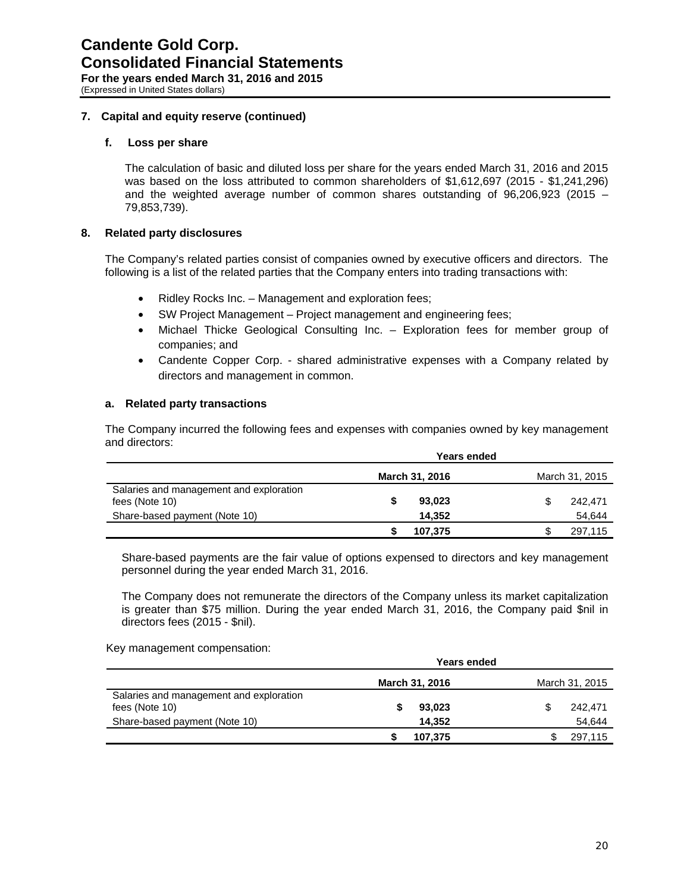## 7. Capital and equity reserve (continued)

### f. Loss per share

The calculation of basic and diluted loss per share for the years ended March 31, 2016 and 2015 was based on the loss attributed to common shareholders of $1,612,697 (2015 - $1,241,296) and the weighted average number of common shares outstanding of 96,206,923 (2015 – 79,853,739).

## 8. Related party disclosures

The Company's related parties consist of companies owned by executive officers and directors. The following is a list of the related parties that the Company enters into trading transactions with:

- Ridley Rocks Inc. – Management and exploration fees;
- SW Project Management – Project management and engineering fees;
- Michael Thicke Geological Consulting Inc. – Exploration fees for member group of companies; and
- Candente Copper Corp. - shared administrative expenses with a Company related by directors and management in common.

### a. Related party transactions

The Company incurred the following fees and expenses with companies owned by key management and directors:

| | Years ended | |
|---|---|---|
| | **March 31, 2016** | March 31, 2015 |
| Salaries and management and exploration fees (Note 10) | **$ 93,023** | $ 242,471 |
| Share-based payment (Note 10) | **14,352** | 54,644 |
| | **$ 107,375** | $ 297,115 |

Share-based payments are the fair value of options expensed to directors and key management personnel during the year ended March 31, 2016.

The Company does not remunerate the directors of the Company unless its market capitalization is greater than $75 million. During the year ended March 31, 2016, the Company paid $nil in directors fees (2015 - $nil).

Key management compensation:

| | Years ended | |
|---|---|---|
| | **March 31, 2016** | March 31, 2015 |
| Salaries and management and exploration fees (Note 10) | **$ 93,023** | $ 242,471 |
| Share-based payment (Note 10) | **14,352** | 54,644 |
| | **$ 107,375** | $ 297,115 |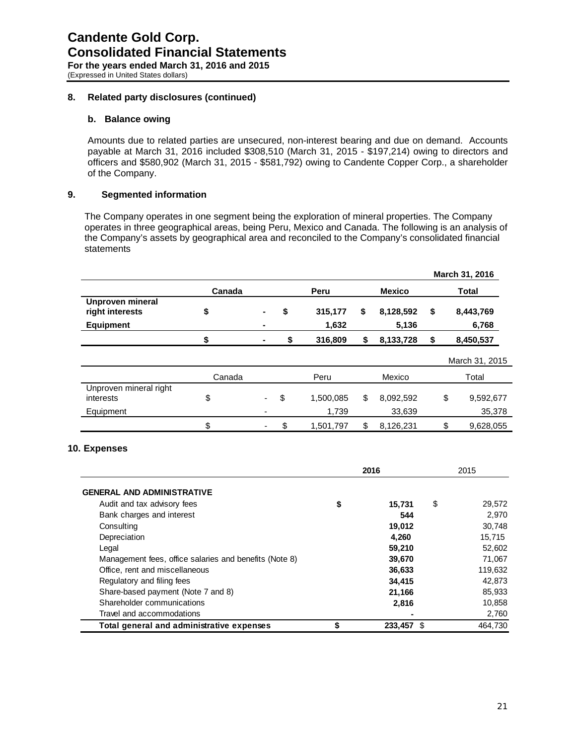## 8. Related party disclosures (continued)

### b. Balance owing

Amounts due to related parties are unsecured, non-interest bearing and due on demand. Accounts payable at March 31, 2016 included $308,510 (March 31, 2015 - $197,214) owing to directors and officers and $580,902 (March 31, 2015 - $581,792) owing to Candente Copper Corp., a shareholder of the Company.

## 9. Segmented information

The Company operates in one segment being the exploration of mineral properties. The Company operates in three geographical areas, being Peru, Mexico and Canada. The following is an analysis of the Company's assets by geographical area and reconciled to the Company's consolidated financial statements

**March 31, 2016**

| | Canada | Peru | Mexico | Total |
|---|---|---|---|---|
| **Unproven mineral right interests** | **$ -** | **$ 315,177** | **$ 8,128,592** | **$ 8,443,769** |
| **Equipment** | **-** | **1,632** | **5,136** | **6,768** |
| | **$ -** | **$ 316,809** | **$ 8,133,728** | **$ 8,450,537** |

March 31, 2015

| | Canada | Peru | Mexico | Total |
|---|---|---|---|---|
| Unproven mineral right interests | $ - | $ 1,500,085 | $ 8,092,592 | $ 9,592,677 |
| Equipment | - | 1,739 | 33,639 | 35,378 |
| | $ - | $ 1,501,797 | $ 8,126,231 | $ 9,628,055 |

## 10. Expenses

| | 2016 | 2015 |
|---|---|---|
| **GENERAL AND ADMINISTRATIVE** | | |
| Audit and tax advisory fees | **$ 15,731** | $ 29,572 |
| Bank charges and interest | **544** | 2,970 |
| Consulting | **19,012** | 30,748 |
| Depreciation | **4,260** | 15,715 |
| Legal | **59,210** | 52,602 |
| Management fees, office salaries and benefits (Note 8) | **39,670** | 71,067 |
| Office, rent and miscellaneous | **36,633** | 119,632 |
| Regulatory and filing fees | **34,415** | 42,873 |
| Share-based payment (Note 7 and 8) | **21,166** | 85,933 |
| Shareholder communications | **2,816** | 10,858 |
| Travel and accommodations | **-** | 2,760 |
| **Total general and administrative expenses** | **$ 233,457** | $ 464,730 |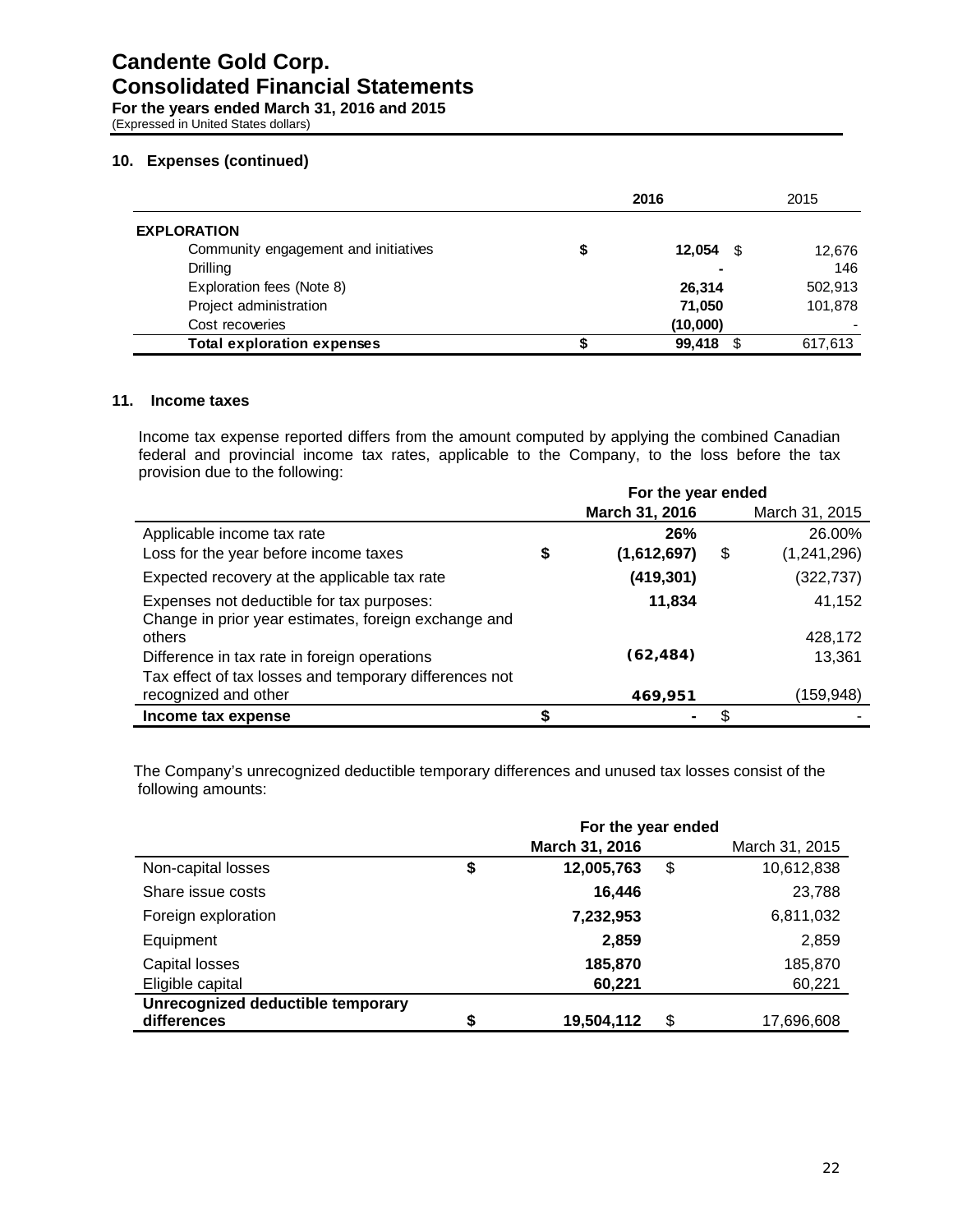## 10. Expenses (continued)

| | 2016 | 2015 |
|---|---|---|
| **EXPLORATION** | | |
| Community engagement and initiatives | $ 12,054 | $ 12,676 |
| Drilling | - | 146 |
| Exploration fees (Note 8) | 26,314 | 502,913 |
| Project administration | 71,050 | 101,878 |
| Cost recoveries | (10,000) | - |
| **Total exploration expenses** | $ 99,418 | $ 617,613 |

## 11. Income taxes

Income tax expense reported differs from the amount computed by applying the combined Canadian federal and provincial income tax rates, applicable to the Company, to the loss before the tax provision due to the following:

| | For the year ended March 31, 2016 | March 31, 2015 |
|---|---|---|
| Applicable income tax rate | 26% | 26.00% |
| Loss for the year before income taxes | $ (1,612,697) | $ (1,241,296) |
| Expected recovery at the applicable tax rate | (419,301) | (322,737) |
| Expenses not deductible for tax purposes: | 11,834 | 41,152 |
| Change in prior year estimates, foreign exchange and others | | 428,172 |
| Difference in tax rate in foreign operations | (62,484) | 13,361 |
| Tax effect of tax losses and temporary differences not recognized and other | 469,951 | (159,948) |
| **Income tax expense** | $ - | $ - |

The Company's unrecognized deductible temporary differences and unused tax losses consist of the following amounts:

| | For the year ended March 31, 2016 | March 31, 2015 |
|---|---|---|
| Non-capital losses | $ 12,005,763 | $ 10,612,838 |
| Share issue costs | 16,446 | 23,788 |
| Foreign exploration | 7,232,953 | 6,811,032 |
| Equipment | 2,859 | 2,859 |
| Capital losses | 185,870 | 185,870 |
| Eligible capital | 60,221 | 60,221 |
| **Unrecognized deductible temporary differences** | $ 19,504,112 | $ 17,696,608 |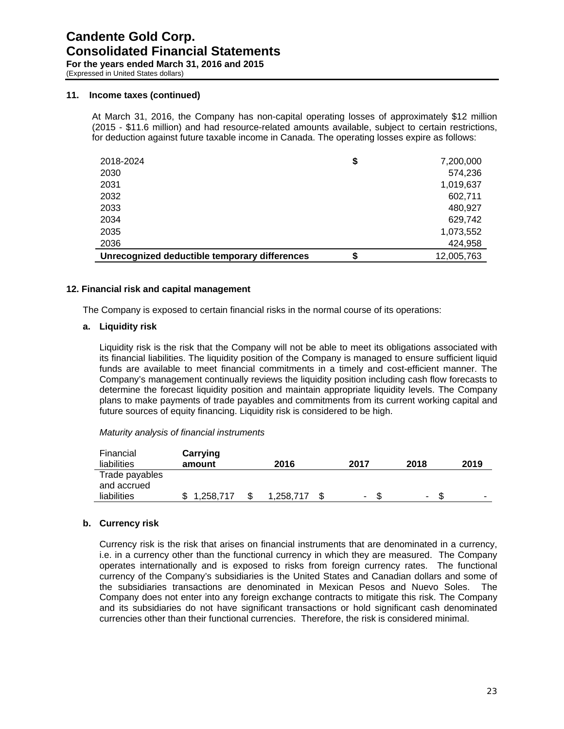**Candente Gold Corp.**
**Consolidated Financial Statements**
**For the years ended March 31, 2016 and 2015**
(Expressed in United States dollars)

### 11. Income taxes (continued)

At March 31, 2016, the Company has non-capital operating losses of approximately $12 million (2015 - $11.6 million) and had resource-related amounts available, subject to certain restrictions, for deduction against future taxable income in Canada. The operating losses expire as follows:

| | | |
|---|---|---|
| 2018-2024 | $ | 7,200,000 |
| 2030 | | 574,236 |
| 2031 | | 1,019,637 |
| 2032 | | 602,711 |
| 2033 | | 480,927 |
| 2034 | | 629,742 |
| 2035 | | 1,073,552 |
| 2036 | | 424,958 |
| **Unrecognized deductible temporary differences** | $ | 12,005,763 |

### 12. Financial risk and capital management

The Company is exposed to certain financial risks in the normal course of its operations:

**a. Liquidity risk**

Liquidity risk is the risk that the Company will not be able to meet its obligations associated with its financial liabilities. The liquidity position of the Company is managed to ensure sufficient liquid funds are available to meet financial commitments in a timely and cost-efficient manner. The Company's management continually reviews the liquidity position including cash flow forecasts to determine the forecast liquidity position and maintain appropriate liquidity levels. The Company plans to make payments of trade payables and commitments from its current working capital and future sources of equity financing. Liquidity risk is considered to be high.

*Maturity analysis of financial instruments*

| Financial liabilities | Carrying amount | 2016 | 2017 | 2018 | 2019 |
|---|---|---|---|---|---|
| Trade payables and accrued liabilities | $ 1,258,717 | $ 1,258,717 | $ - | $ - | $ - |

**b. Currency risk**

Currency risk is the risk that arises on financial instruments that are denominated in a currency, i.e. in a currency other than the functional currency in which they are measured. The Company operates internationally and is exposed to risks from foreign currency rates. The functional currency of the Company's subsidiaries is the United States and Canadian dollars and some of the subsidiaries transactions are denominated in Mexican Pesos and Nuevo Soles. The Company does not enter into any foreign exchange contracts to mitigate this risk. The Company and its subsidiaries do not have significant transactions or hold significant cash denominated currencies other than their functional currencies. Therefore, the risk is considered minimal.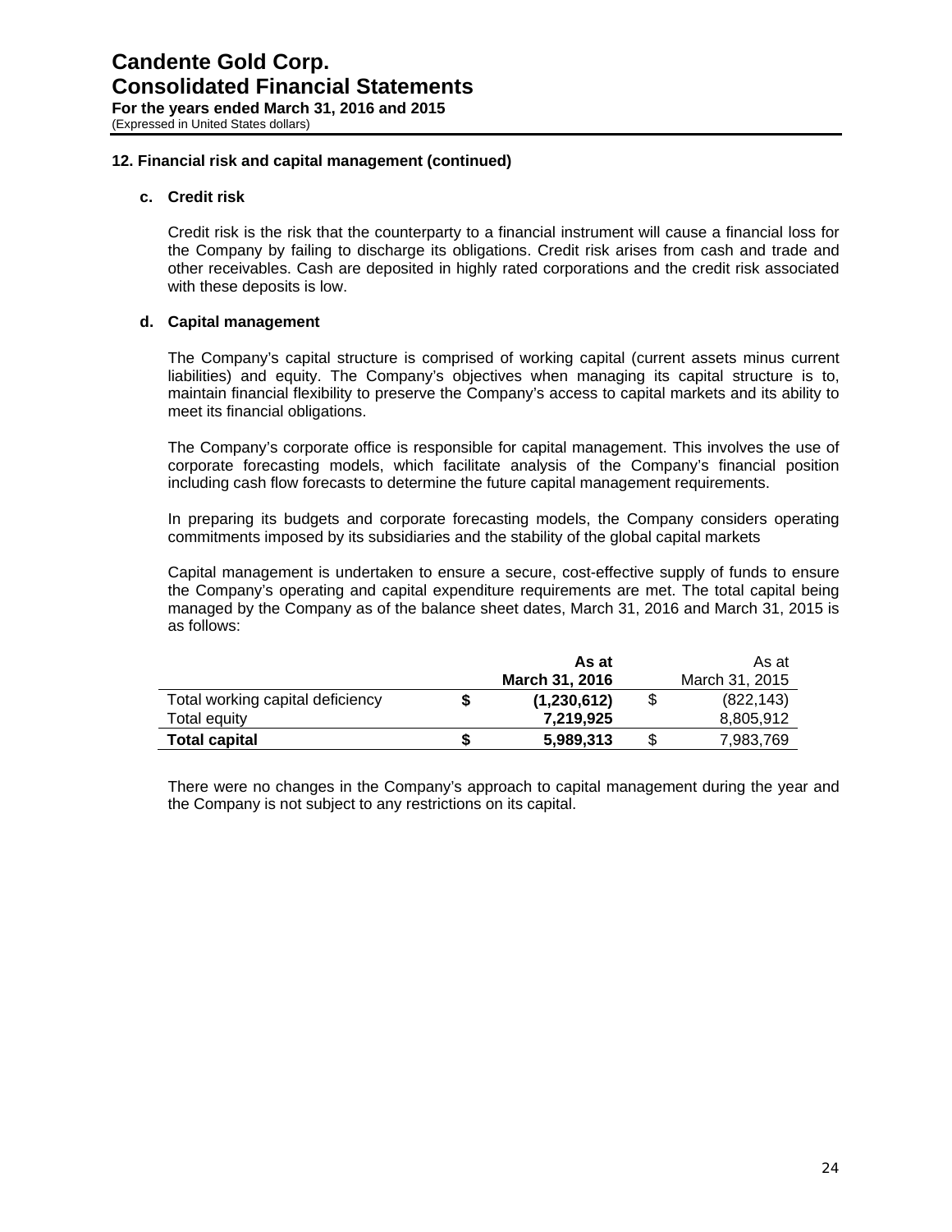## 12. Financial risk and capital management (continued)

### c. Credit risk

Credit risk is the risk that the counterparty to a financial instrument will cause a financial loss for the Company by failing to discharge its obligations. Credit risk arises from cash and trade and other receivables. Cash are deposited in highly rated corporations and the credit risk associated with these deposits is low.

### d. Capital management

The Company's capital structure is comprised of working capital (current assets minus current liabilities) and equity. The Company's objectives when managing its capital structure is to, maintain financial flexibility to preserve the Company's access to capital markets and its ability to meet its financial obligations.

The Company's corporate office is responsible for capital management. This involves the use of corporate forecasting models, which facilitate analysis of the Company's financial position including cash flow forecasts to determine the future capital management requirements.

In preparing its budgets and corporate forecasting models, the Company considers operating commitments imposed by its subsidiaries and the stability of the global capital markets

Capital management is undertaken to ensure a secure, cost-effective supply of funds to ensure the Company's operating and capital expenditure requirements are met. The total capital being managed by the Company as of the balance sheet dates, March 31, 2016 and March 31, 2015 is as follows:

| | | **As at March 31, 2016** | | As at March 31, 2015 |
|---|---|---|---|---|
| Total working capital deficiency | **$** | **(1,230,612)** | $ | (822,143) |
| Total equity | | **7,219,925** | | 8,805,912 |
| **Total capital** | **$** | **5,989,313** | $ | 7,983,769 |

There were no changes in the Company's approach to capital management during the year and the Company is not subject to any restrictions on its capital.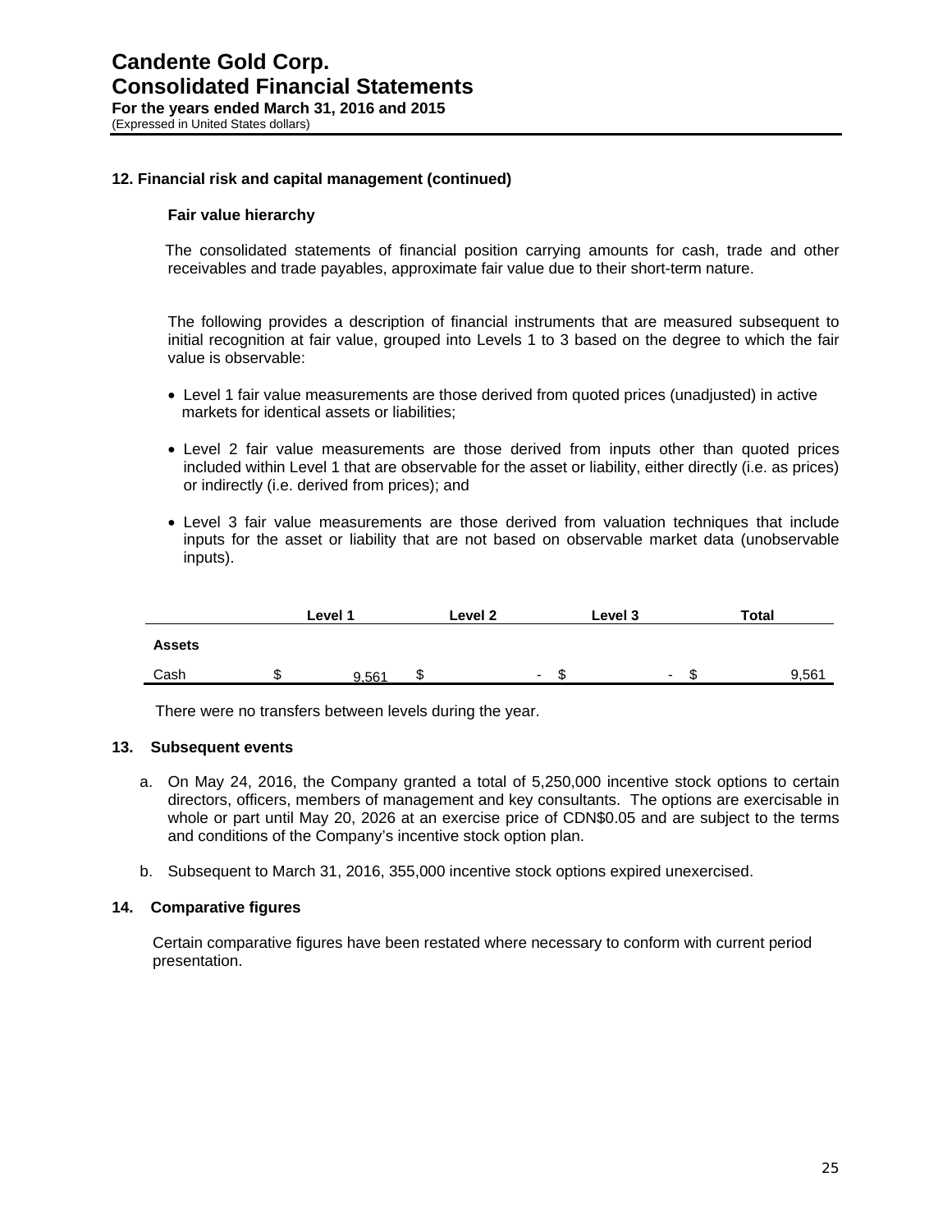## 12. Financial risk and capital management (continued)

### Fair value hierarchy

The consolidated statements of financial position carrying amounts for cash, trade and other receivables and trade payables, approximate fair value due to their short-term nature.

The following provides a description of financial instruments that are measured subsequent to initial recognition at fair value, grouped into Levels 1 to 3 based on the degree to which the fair value is observable:

- Level 1 fair value measurements are those derived from quoted prices (unadjusted) in active markets for identical assets or liabilities;
- Level 2 fair value measurements are those derived from inputs other than quoted prices included within Level 1 that are observable for the asset or liability, either directly (i.e. as prices) or indirectly (i.e. derived from prices); and
- Level 3 fair value measurements are those derived from valuation techniques that include inputs for the asset or liability that are not based on observable market data (unobservable inputs).

| | Level 1 | Level 2 | Level 3 | Total |
|---|---|---|---|---|
| **Assets** | | | | |
| Cash | $ 9,561 | $ - | $ - | $ 9,561 |

There were no transfers between levels during the year.

## 13. Subsequent events

a. On May 24, 2016, the Company granted a total of 5,250,000 incentive stock options to certain directors, officers, members of management and key consultants. The options are exercisable in whole or part until May 20, 2026 at an exercise price of CDN$0.05 and are subject to the terms and conditions of the Company's incentive stock option plan.

b. Subsequent to March 31, 2016, 355,000 incentive stock options expired unexercised.

## 14. Comparative figures

Certain comparative figures have been restated where necessary to conform with current period presentation.